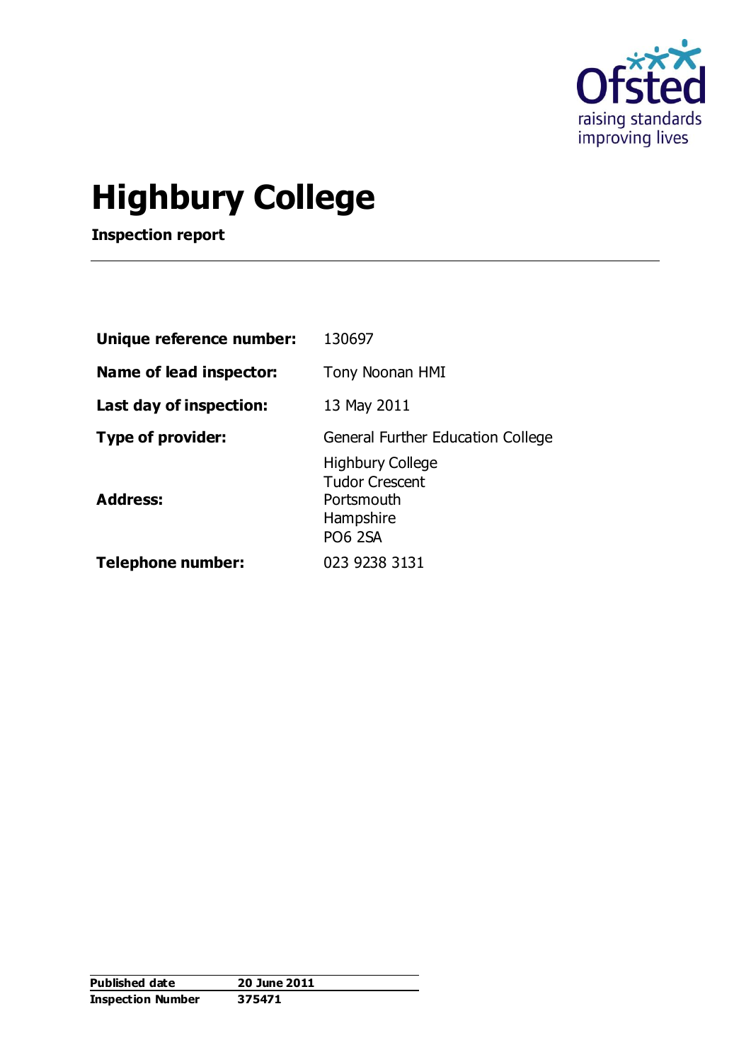Ofsted
raising standards
improving lives

# Highbury College

**Inspection report**

| | |
|---|---|
| **Unique reference number:** | 130697 |
| **Name of lead inspector:** | Tony Noonan HMI |
| **Last day of inspection:** | 13 May 2011 |
| **Type of provider:** | General Further Education College |
| **Address:** | Highbury College<br>Tudor Crescent<br>Portsmouth<br>Hampshire<br>PO6 2SA |
| **Telephone number:** | 023 9238 3131 |

| | |
|---|---|
| **Published date** | **20 June 2011** |
| **Inspection Number** | **375471** |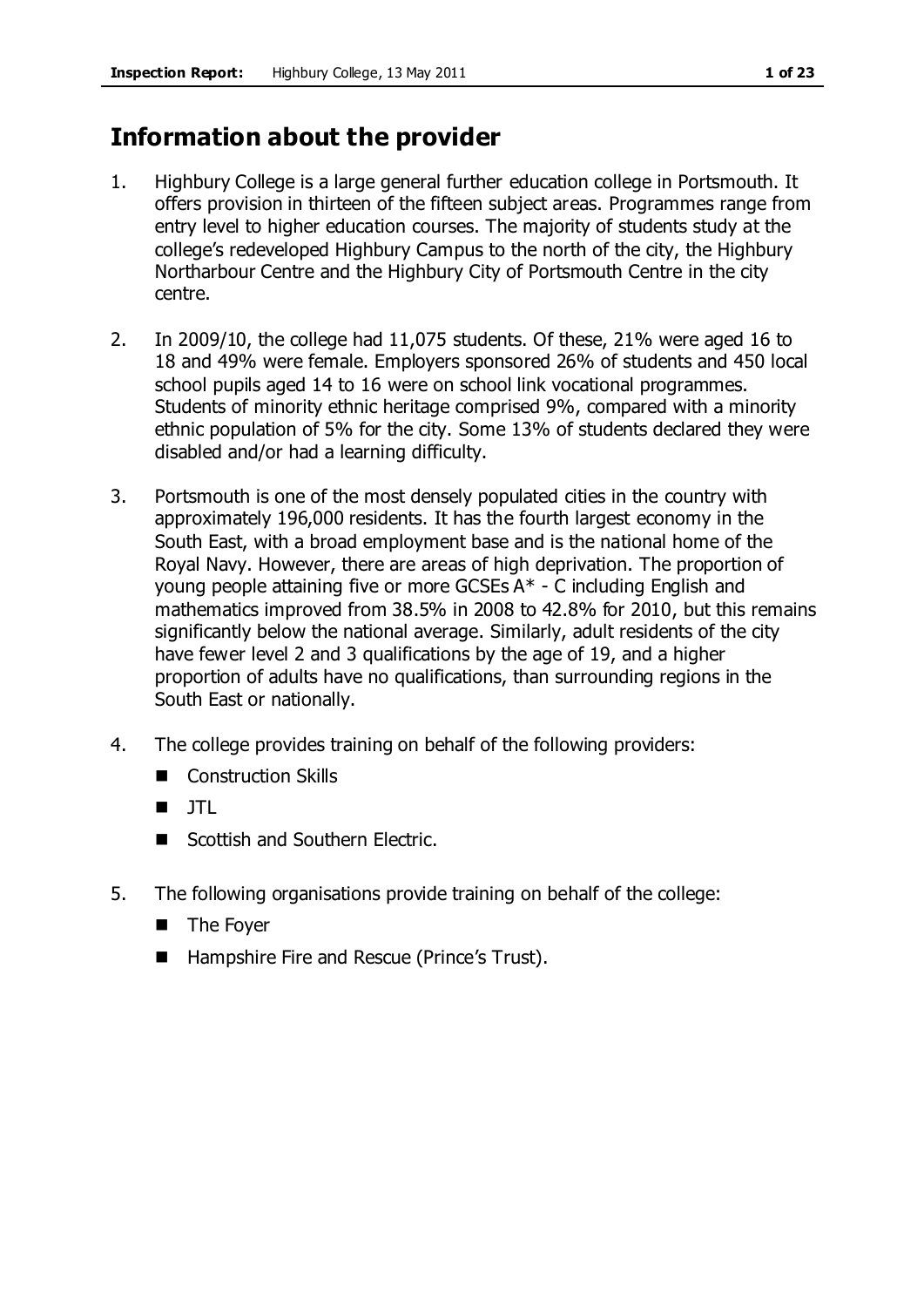## Information about the provider

1. Highbury College is a large general further education college in Portsmouth. It offers provision in thirteen of the fifteen subject areas. Programmes range from entry level to higher education courses. The majority of students study at the college's redeveloped Highbury Campus to the north of the city, the Highbury Northarbour Centre and the Highbury City of Portsmouth Centre in the city centre.

2. In 2009/10, the college had 11,075 students. Of these, 21% were aged 16 to 18 and 49% were female. Employers sponsored 26% of students and 450 local school pupils aged 14 to 16 were on school link vocational programmes. Students of minority ethnic heritage comprised 9%, compared with a minority ethnic population of 5% for the city. Some 13% of students declared they were disabled and/or had a learning difficulty.

3. Portsmouth is one of the most densely populated cities in the country with approximately 196,000 residents. It has the fourth largest economy in the South East, with a broad employment base and is the national home of the Royal Navy. However, there are areas of high deprivation. The proportion of young people attaining five or more GCSEs A* - C including English and mathematics improved from 38.5% in 2008 to 42.8% for 2010, but this remains significantly below the national average. Similarly, adult residents of the city have fewer level 2 and 3 qualifications by the age of 19, and a higher proportion of adults have no qualifications, than surrounding regions in the South East or nationally.

4. The college provides training on behalf of the following providers:
   - Construction Skills
   - JTL
   - Scottish and Southern Electric.

5. The following organisations provide training on behalf of the college:
   - The Foyer
   - Hampshire Fire and Rescue (Prince's Trust).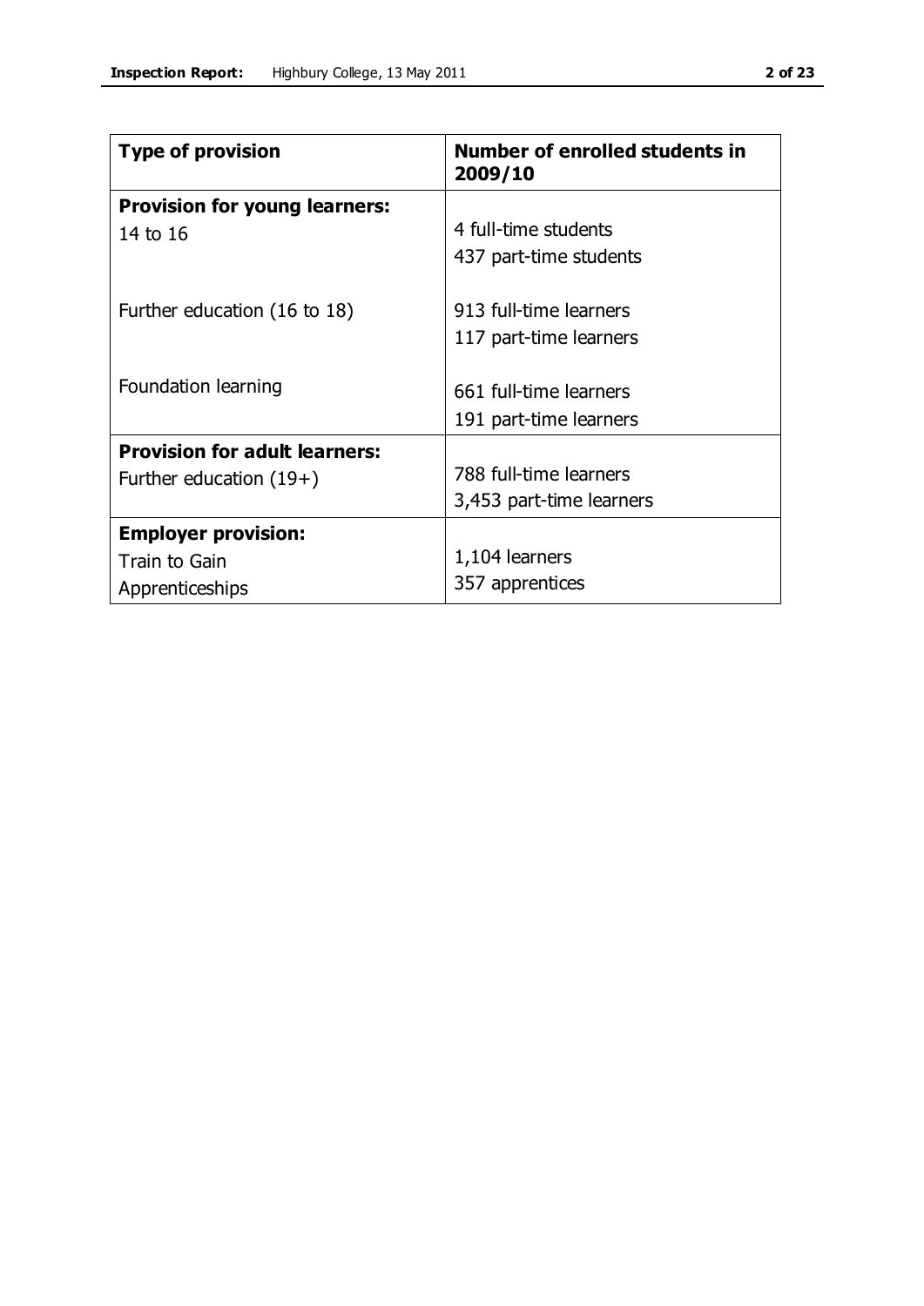| Type of provision | Number of enrolled students in 2009/10 |
| --- | --- |
| **Provision for young learners:** | |
| 14 to 16 | 4 full-time students<br>437 part-time students |
| Further education (16 to 18) | 913 full-time learners<br>117 part-time learners |
| Foundation learning | 661 full-time learners<br>191 part-time learners |
| **Provision for adult learners:** | |
| Further education (19+) | 788 full-time learners<br>3,453 part-time learners |
| **Employer provision:** | |
| Train to Gain | 1,104 learners |
| Apprenticeships | 357 apprentices |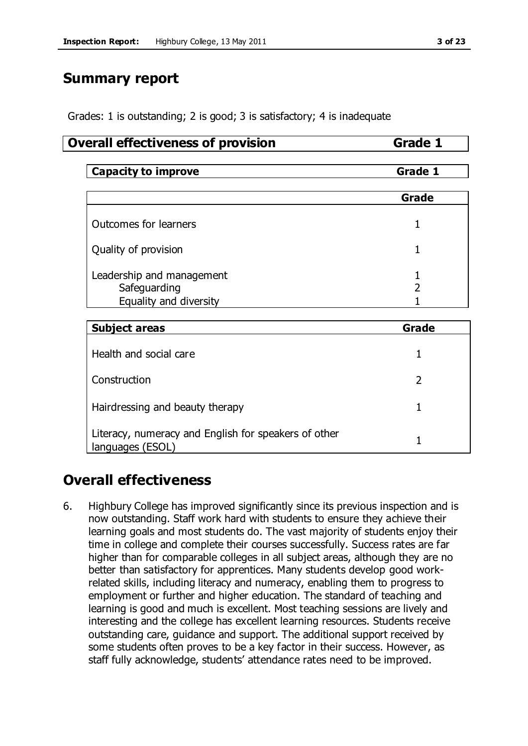## Summary report

Grades: 1 is outstanding; 2 is good; 3 is satisfactory; 4 is inadequate

| **Overall effectiveness of provision** | **Grade 1** |
|---|---|

| **Capacity to improve** | **Grade 1** |
|---|---|

| | **Grade** |
|---|---|
| Outcomes for learners | 1 |
| Quality of provision | 1 |
| Leadership and management | 1 |
| Safeguarding | 2 |
| Equality and diversity | 1 |

| **Subject areas** | **Grade** |
|---|---|
| Health and social care | 1 |
| Construction | 2 |
| Hairdressing and beauty therapy | 1 |
| Literacy, numeracy and English for speakers of other languages (ESOL) | 1 |

## Overall effectiveness

6. Highbury College has improved significantly since its previous inspection and is now outstanding. Staff work hard with students to ensure they achieve their learning goals and most students do. The vast majority of students enjoy their time in college and complete their courses successfully. Success rates are far higher than for comparable colleges in all subject areas, although they are no better than satisfactory for apprentices. Many students develop good work-related skills, including literacy and numeracy, enabling them to progress to employment or further and higher education. The standard of teaching and learning is good and much is excellent. Most teaching sessions are lively and interesting and the college has excellent learning resources. Students receive outstanding care, guidance and support. The additional support received by some students often proves to be a key factor in their success. However, as staff fully acknowledge, students' attendance rates need to be improved.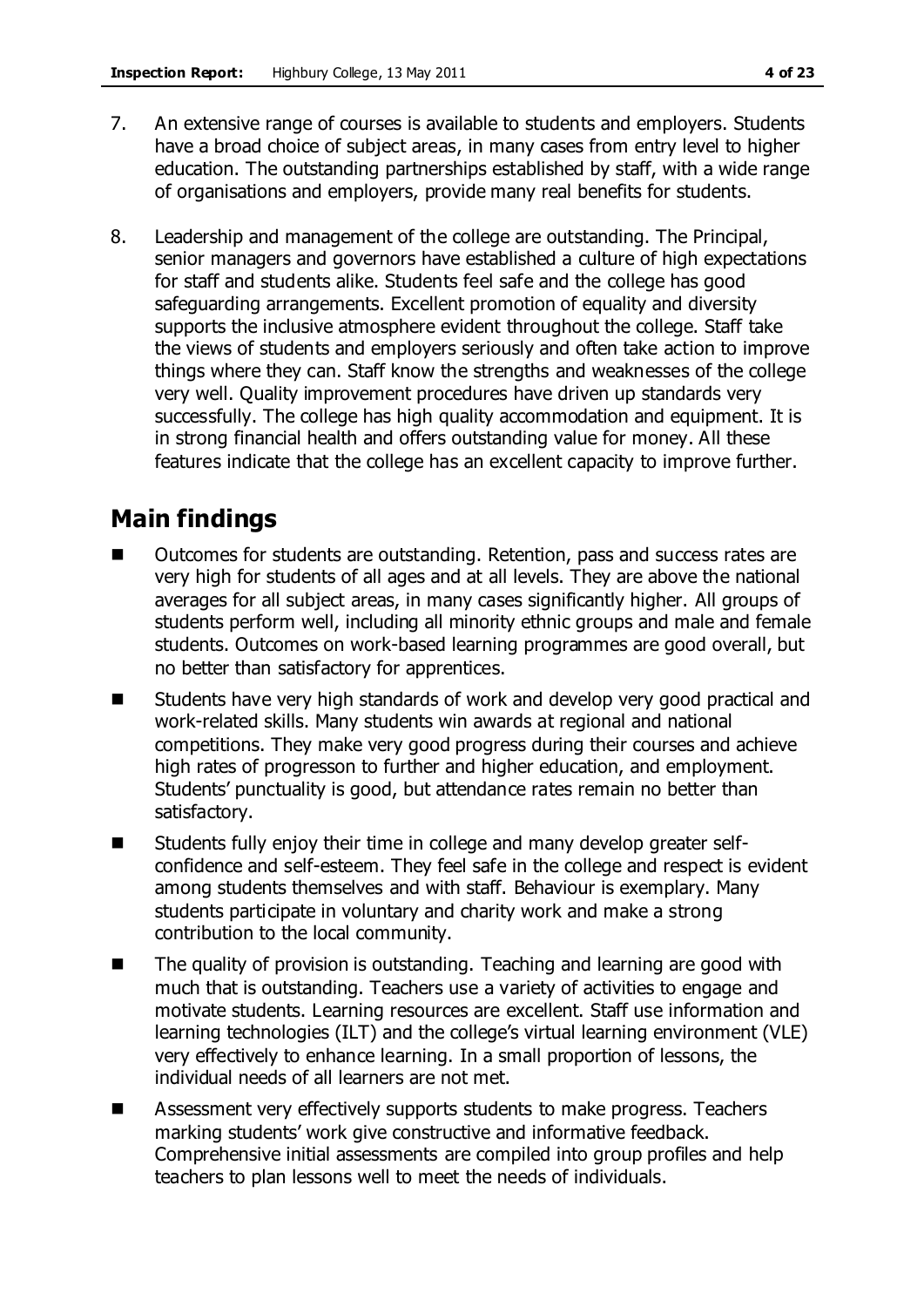7. An extensive range of courses is available to students and employers. Students have a broad choice of subject areas, in many cases from entry level to higher education. The outstanding partnerships established by staff, with a wide range of organisations and employers, provide many real benefits for students.

8. Leadership and management of the college are outstanding. The Principal, senior managers and governors have established a culture of high expectations for staff and students alike. Students feel safe and the college has good safeguarding arrangements. Excellent promotion of equality and diversity supports the inclusive atmosphere evident throughout the college. Staff take the views of students and employers seriously and often take action to improve things where they can. Staff know the strengths and weaknesses of the college very well. Quality improvement procedures have driven up standards very successfully. The college has high quality accommodation and equipment. It is in strong financial health and offers outstanding value for money. All these features indicate that the college has an excellent capacity to improve further.

## Main findings

- Outcomes for students are outstanding. Retention, pass and success rates are very high for students of all ages and at all levels. They are above the national averages for all subject areas, in many cases significantly higher. All groups of students perform well, including all minority ethnic groups and male and female students. Outcomes on work-based learning programmes are good overall, but no better than satisfactory for apprentices.
- Students have very high standards of work and develop very good practical and work-related skills. Many students win awards at regional and national competitions. They make very good progress during their courses and achieve high rates of progresson to further and higher education, and employment. Students' punctuality is good, but attendance rates remain no better than satisfactory.
- Students fully enjoy their time in college and many develop greater self-confidence and self-esteem. They feel safe in the college and respect is evident among students themselves and with staff. Behaviour is exemplary. Many students participate in voluntary and charity work and make a strong contribution to the local community.
- The quality of provision is outstanding. Teaching and learning are good with much that is outstanding. Teachers use a variety of activities to engage and motivate students. Learning resources are excellent. Staff use information and learning technologies (ILT) and the college's virtual learning environment (VLE) very effectively to enhance learning. In a small proportion of lessons, the individual needs of all learners are not met.
- Assessment very effectively supports students to make progress. Teachers marking students' work give constructive and informative feedback. Comprehensive initial assessments are compiled into group profiles and help teachers to plan lessons well to meet the needs of individuals.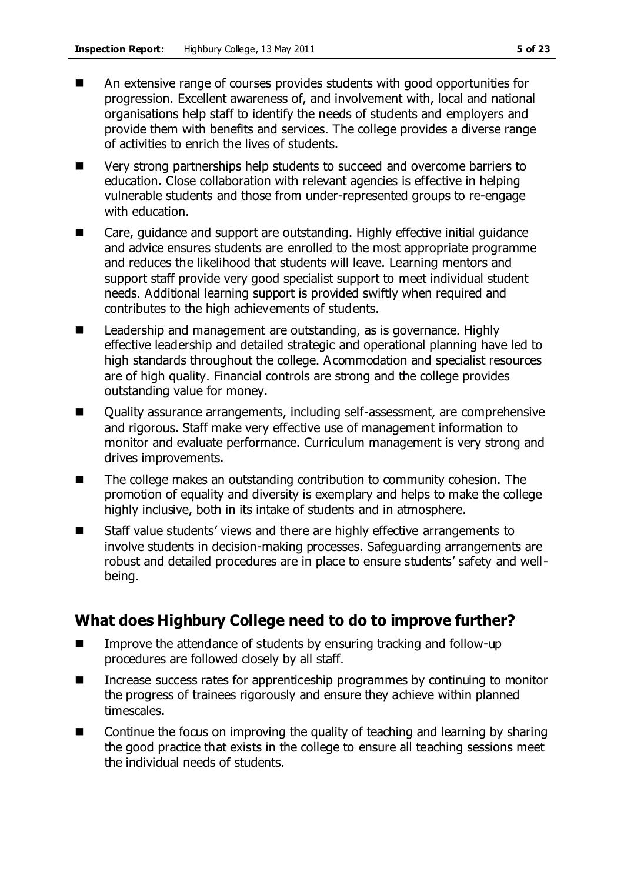- An extensive range of courses provides students with good opportunities for progression. Excellent awareness of, and involvement with, local and national organisations help staff to identify the needs of students and employers and provide them with benefits and services. The college provides a diverse range of activities to enrich the lives of students.
- Very strong partnerships help students to succeed and overcome barriers to education. Close collaboration with relevant agencies is effective in helping vulnerable students and those from under-represented groups to re-engage with education.
- Care, guidance and support are outstanding. Highly effective initial guidance and advice ensures students are enrolled to the most appropriate programme and reduces the likelihood that students will leave. Learning mentors and support staff provide very good specialist support to meet individual student needs. Additional learning support is provided swiftly when required and contributes to the high achievements of students.
- Leadership and management are outstanding, as is governance. Highly effective leadership and detailed strategic and operational planning have led to high standards throughout the college. Acommodation and specialist resources are of high quality. Financial controls are strong and the college provides outstanding value for money.
- Quality assurance arrangements, including self-assessment, are comprehensive and rigorous. Staff make very effective use of management information to monitor and evaluate performance. Curriculum management is very strong and drives improvements.
- The college makes an outstanding contribution to community cohesion. The promotion of equality and diversity is exemplary and helps to make the college highly inclusive, both in its intake of students and in atmosphere.
- Staff value students' views and there are highly effective arrangements to involve students in decision-making processes. Safeguarding arrangements are robust and detailed procedures are in place to ensure students' safety and well-being.

## What does Highbury College need to do to improve further?

- Improve the attendance of students by ensuring tracking and follow-up procedures are followed closely by all staff.
- Increase success rates for apprenticeship programmes by continuing to monitor the progress of trainees rigorously and ensure they achieve within planned timescales.
- Continue the focus on improving the quality of teaching and learning by sharing the good practice that exists in the college to ensure all teaching sessions meet the individual needs of students.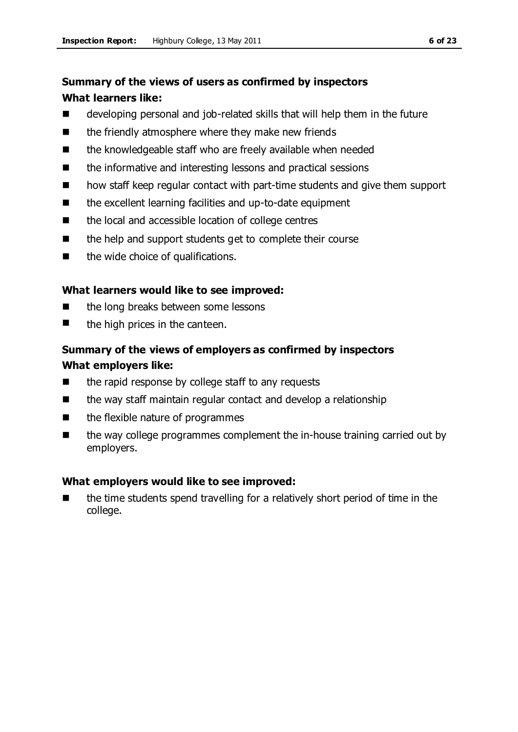### Summary of the views of users as confirmed by inspectors

**What learners like:**

- developing personal and job-related skills that will help them in the future
- the friendly atmosphere where they make new friends
- the knowledgeable staff who are freely available when needed
- the informative and interesting lessons and practical sessions
- how staff keep regular contact with part-time students and give them support
- the excellent learning facilities and up-to-date equipment
- the local and accessible location of college centres
- the help and support students get to complete their course
- the wide choice of qualifications.

**What learners would like to see improved:**

- the long breaks between some lessons
- the high prices in the canteen.

### Summary of the views of employers as confirmed by inspectors

**What employers like:**

- the rapid response by college staff to any requests
- the way staff maintain regular contact and develop a relationship
- the flexible nature of programmes
- the way college programmes complement the in-house training carried out by employers.

**What employers would like to see improved:**

- the time students spend travelling for a relatively short period of time in the college.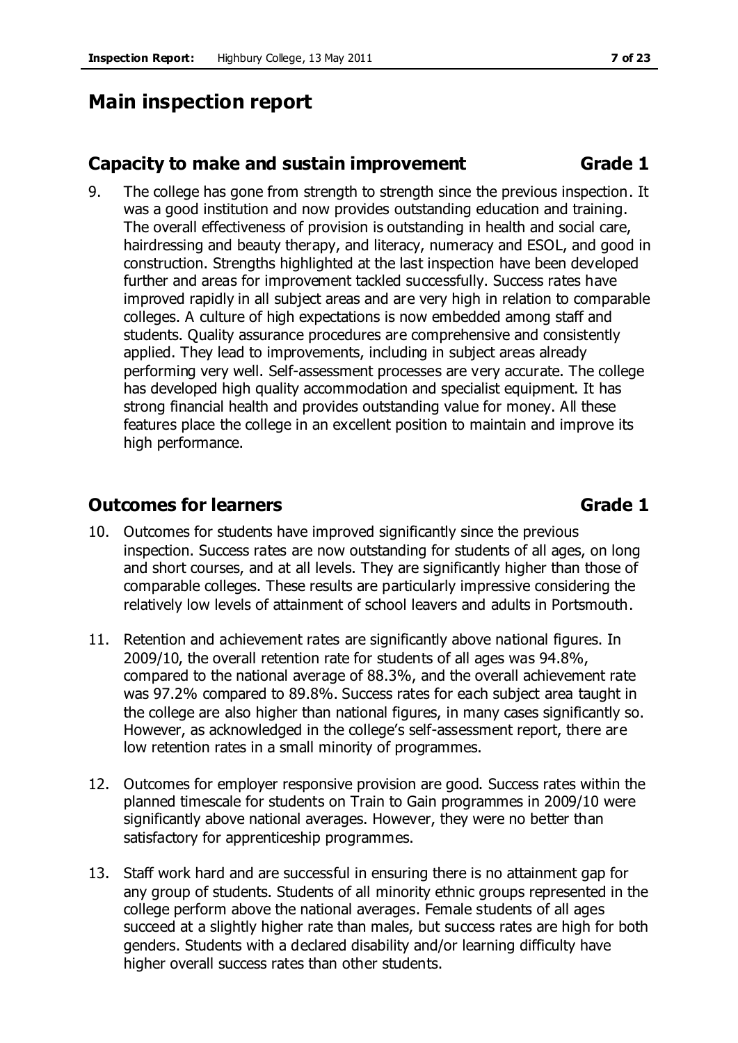# Main inspection report

## Capacity to make and sustain improvement — Grade 1

9. The college has gone from strength to strength since the previous inspection. It was a good institution and now provides outstanding education and training. The overall effectiveness of provision is outstanding in health and social care, hairdressing and beauty therapy, and literacy, numeracy and ESOL, and good in construction. Strengths highlighted at the last inspection have been developed further and areas for improvement tackled successfully. Success rates have improved rapidly in all subject areas and are very high in relation to comparable colleges. A culture of high expectations is now embedded among staff and students. Quality assurance procedures are comprehensive and consistently applied. They lead to improvements, including in subject areas already performing very well. Self-assessment processes are very accurate. The college has developed high quality accommodation and specialist equipment. It has strong financial health and provides outstanding value for money. All these features place the college in an excellent position to maintain and improve its high performance.

## Outcomes for learners — Grade 1

10. Outcomes for students have improved significantly since the previous inspection. Success rates are now outstanding for students of all ages, on long and short courses, and at all levels. They are significantly higher than those of comparable colleges. These results are particularly impressive considering the relatively low levels of attainment of school leavers and adults in Portsmouth.

11. Retention and achievement rates are significantly above national figures. In 2009/10, the overall retention rate for students of all ages was 94.8%, compared to the national average of 88.3%, and the overall achievement rate was 97.2% compared to 89.8%. Success rates for each subject area taught in the college are also higher than national figures, in many cases significantly so. However, as acknowledged in the college's self-assessment report, there are low retention rates in a small minority of programmes.

12. Outcomes for employer responsive provision are good. Success rates within the planned timescale for students on Train to Gain programmes in 2009/10 were significantly above national averages. However, they were no better than satisfactory for apprenticeship programmes.

13. Staff work hard and are successful in ensuring there is no attainment gap for any group of students. Students of all minority ethnic groups represented in the college perform above the national averages. Female students of all ages succeed at a slightly higher rate than males, but success rates are high for both genders. Students with a declared disability and/or learning difficulty have higher overall success rates than other students.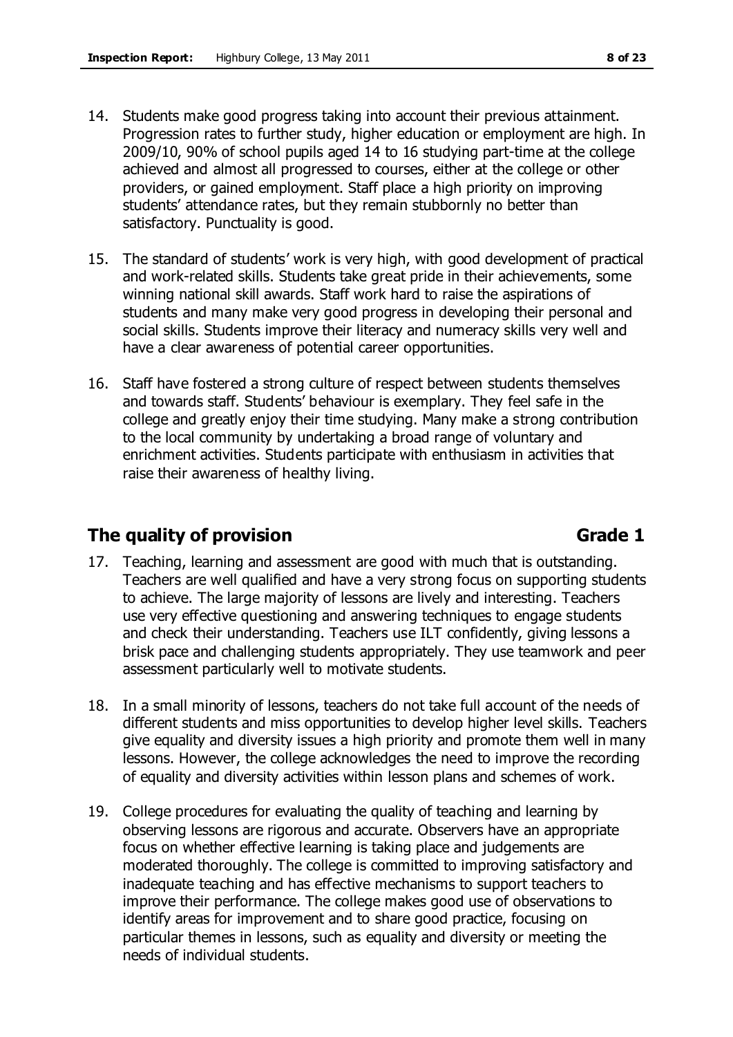14. Students make good progress taking into account their previous attainment. Progression rates to further study, higher education or employment are high. In 2009/10, 90% of school pupils aged 14 to 16 studying part-time at the college achieved and almost all progressed to courses, either at the college or other providers, or gained employment. Staff place a high priority on improving students' attendance rates, but they remain stubbornly no better than satisfactory. Punctuality is good.

15. The standard of students' work is very high, with good development of practical and work-related skills. Students take great pride in their achievements, some winning national skill awards. Staff work hard to raise the aspirations of students and many make very good progress in developing their personal and social skills. Students improve their literacy and numeracy skills very well and have a clear awareness of potential career opportunities.

16. Staff have fostered a strong culture of respect between students themselves and towards staff. Students' behaviour is exemplary. They feel safe in the college and greatly enjoy their time studying. Many make a strong contribution to the local community by undertaking a broad range of voluntary and enrichment activities. Students participate with enthusiasm in activities that raise their awareness of healthy living.

## The quality of provision — Grade 1

17. Teaching, learning and assessment are good with much that is outstanding. Teachers are well qualified and have a very strong focus on supporting students to achieve. The large majority of lessons are lively and interesting. Teachers use very effective questioning and answering techniques to engage students and check their understanding. Teachers use ILT confidently, giving lessons a brisk pace and challenging students appropriately. They use teamwork and peer assessment particularly well to motivate students.

18. In a small minority of lessons, teachers do not take full account of the needs of different students and miss opportunities to develop higher level skills. Teachers give equality and diversity issues a high priority and promote them well in many lessons. However, the college acknowledges the need to improve the recording of equality and diversity activities within lesson plans and schemes of work.

19. College procedures for evaluating the quality of teaching and learning by observing lessons are rigorous and accurate. Observers have an appropriate focus on whether effective learning is taking place and judgements are moderated thoroughly. The college is committed to improving satisfactory and inadequate teaching and has effective mechanisms to support teachers to improve their performance. The college makes good use of observations to identify areas for improvement and to share good practice, focusing on particular themes in lessons, such as equality and diversity or meeting the needs of individual students.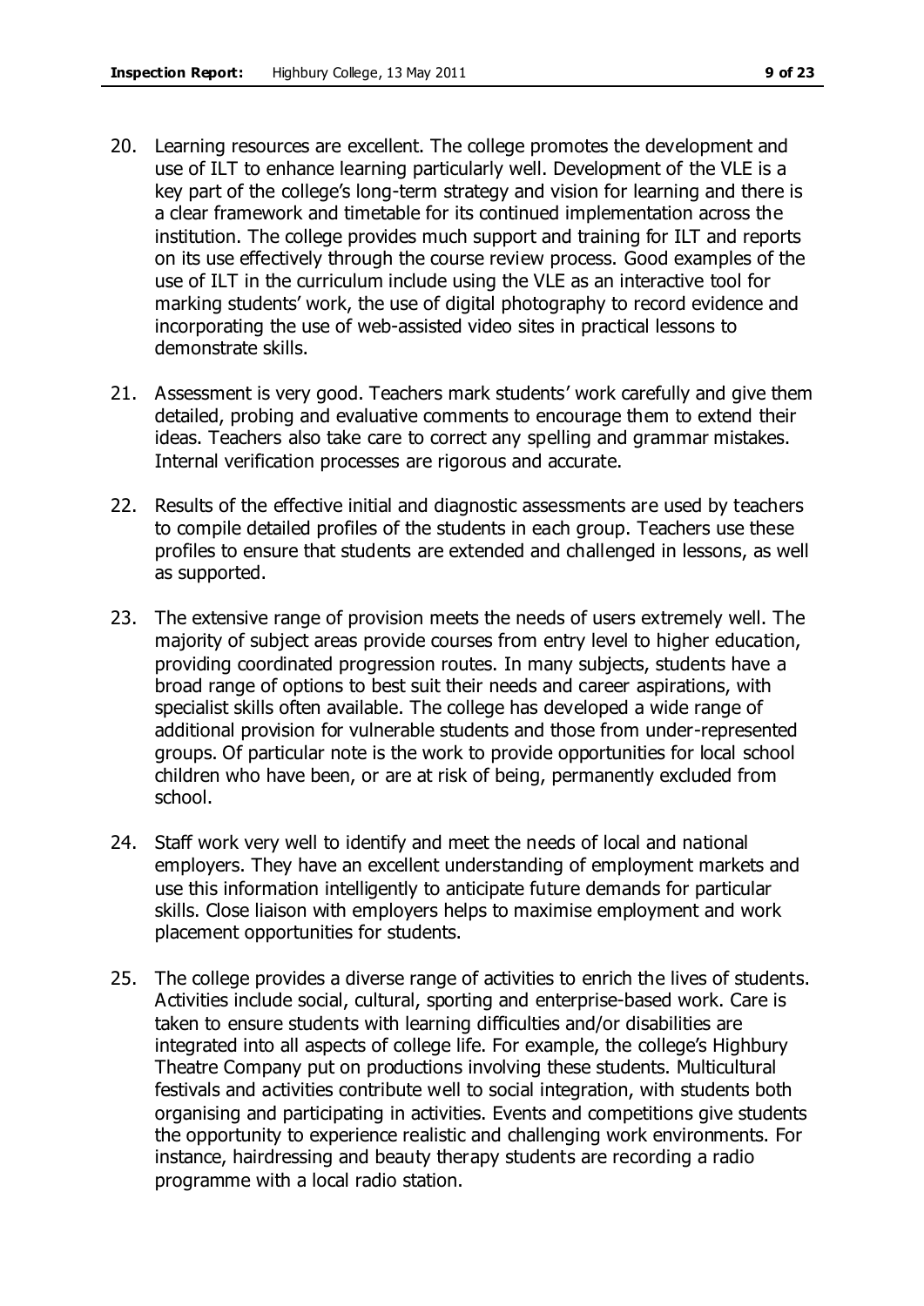20. Learning resources are excellent. The college promotes the development and use of ILT to enhance learning particularly well. Development of the VLE is a key part of the college's long-term strategy and vision for learning and there is a clear framework and timetable for its continued implementation across the institution. The college provides much support and training for ILT and reports on its use effectively through the course review process. Good examples of the use of ILT in the curriculum include using the VLE as an interactive tool for marking students' work, the use of digital photography to record evidence and incorporating the use of web-assisted video sites in practical lessons to demonstrate skills.

21. Assessment is very good. Teachers mark students' work carefully and give them detailed, probing and evaluative comments to encourage them to extend their ideas. Teachers also take care to correct any spelling and grammar mistakes. Internal verification processes are rigorous and accurate.

22. Results of the effective initial and diagnostic assessments are used by teachers to compile detailed profiles of the students in each group. Teachers use these profiles to ensure that students are extended and challenged in lessons, as well as supported.

23. The extensive range of provision meets the needs of users extremely well. The majority of subject areas provide courses from entry level to higher education, providing coordinated progression routes. In many subjects, students have a broad range of options to best suit their needs and career aspirations, with specialist skills often available. The college has developed a wide range of additional provision for vulnerable students and those from under-represented groups. Of particular note is the work to provide opportunities for local school children who have been, or are at risk of being, permanently excluded from school.

24. Staff work very well to identify and meet the needs of local and national employers. They have an excellent understanding of employment markets and use this information intelligently to anticipate future demands for particular skills. Close liaison with employers helps to maximise employment and work placement opportunities for students.

25. The college provides a diverse range of activities to enrich the lives of students. Activities include social, cultural, sporting and enterprise-based work. Care is taken to ensure students with learning difficulties and/or disabilities are integrated into all aspects of college life. For example, the college's Highbury Theatre Company put on productions involving these students. Multicultural festivals and activities contribute well to social integration, with students both organising and participating in activities. Events and competitions give students the opportunity to experience realistic and challenging work environments. For instance, hairdressing and beauty therapy students are recording a radio programme with a local radio station.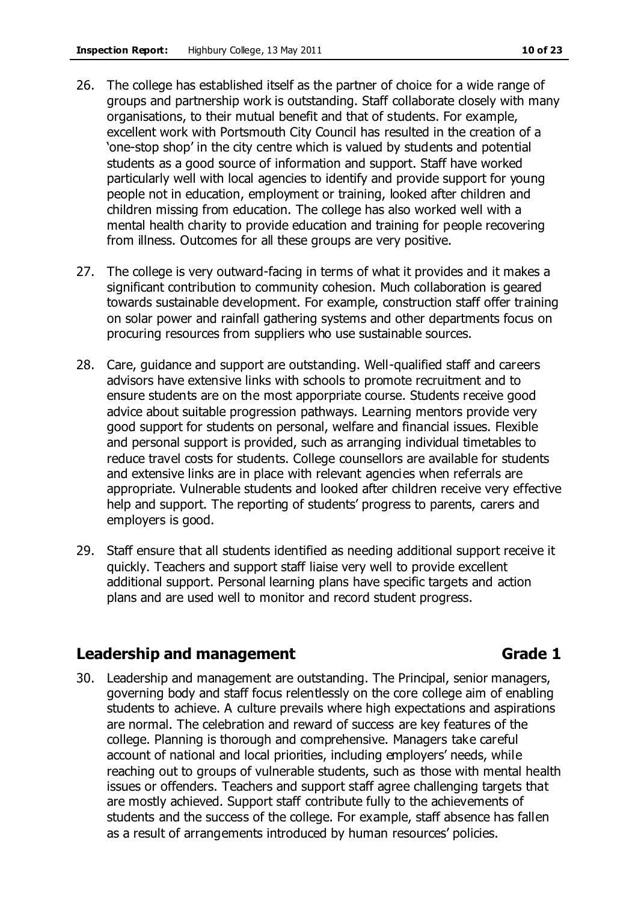26. The college has established itself as the partner of choice for a wide range of groups and partnership work is outstanding. Staff collaborate closely with many organisations, to their mutual benefit and that of students. For example, excellent work with Portsmouth City Council has resulted in the creation of a 'one-stop shop' in the city centre which is valued by students and potential students as a good source of information and support. Staff have worked particularly well with local agencies to identify and provide support for young people not in education, employment or training, looked after children and children missing from education. The college has also worked well with a mental health charity to provide education and training for people recovering from illness. Outcomes for all these groups are very positive.

27. The college is very outward-facing in terms of what it provides and it makes a significant contribution to community cohesion. Much collaboration is geared towards sustainable development. For example, construction staff offer training on solar power and rainfall gathering systems and other departments focus on procuring resources from suppliers who use sustainable sources.

28. Care, guidance and support are outstanding. Well-qualified staff and careers advisors have extensive links with schools to promote recruitment and to ensure students are on the most apporpriate course. Students receive good advice about suitable progression pathways. Learning mentors provide very good support for students on personal, welfare and financial issues. Flexible and personal support is provided, such as arranging individual timetables to reduce travel costs for students. College counsellors are available for students and extensive links are in place with relevant agencies when referrals are appropriate. Vulnerable students and looked after children receive very effective help and support. The reporting of students' progress to parents, carers and employers is good.

29. Staff ensure that all students identified as needing additional support receive it quickly. Teachers and support staff liaise very well to provide excellent additional support. Personal learning plans have specific targets and action plans and are used well to monitor and record student progress.

## Leadership and management — Grade 1

30. Leadership and management are outstanding. The Principal, senior managers, governing body and staff focus relentlessly on the core college aim of enabling students to achieve. A culture prevails where high expectations and aspirations are normal. The celebration and reward of success are key features of the college. Planning is thorough and comprehensive. Managers take careful account of national and local priorities, including employers' needs, while reaching out to groups of vulnerable students, such as those with mental health issues or offenders. Teachers and support staff agree challenging targets that are mostly achieved. Support staff contribute fully to the achievements of students and the success of the college. For example, staff absence has fallen as a result of arrangements introduced by human resources' policies.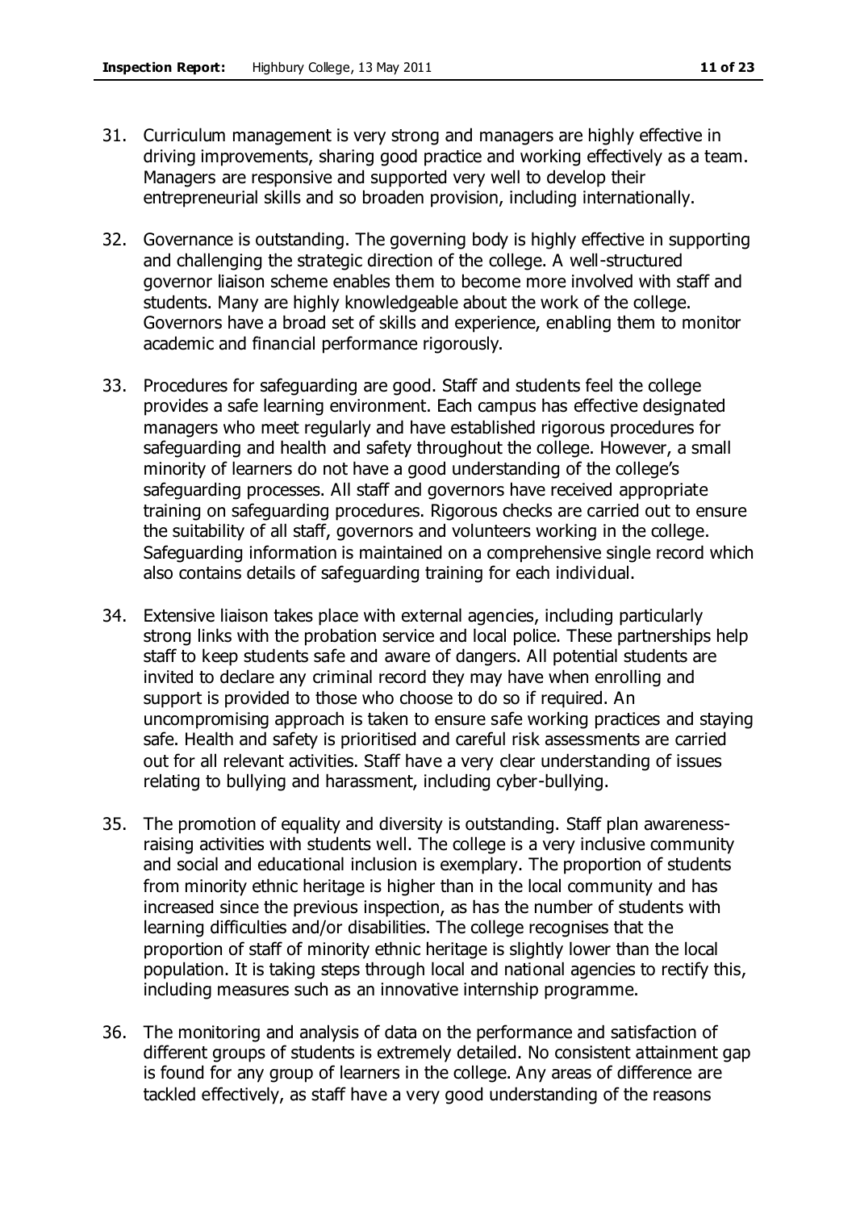31. Curriculum management is very strong and managers are highly effective in driving improvements, sharing good practice and working effectively as a team. Managers are responsive and supported very well to develop their entrepreneurial skills and so broaden provision, including internationally.

32. Governance is outstanding. The governing body is highly effective in supporting and challenging the strategic direction of the college. A well-structured governor liaison scheme enables them to become more involved with staff and students. Many are highly knowledgeable about the work of the college. Governors have a broad set of skills and experience, enabling them to monitor academic and financial performance rigorously.

33. Procedures for safeguarding are good. Staff and students feel the college provides a safe learning environment. Each campus has effective designated managers who meet regularly and have established rigorous procedures for safeguarding and health and safety throughout the college. However, a small minority of learners do not have a good understanding of the college's safeguarding processes. All staff and governors have received appropriate training on safeguarding procedures. Rigorous checks are carried out to ensure the suitability of all staff, governors and volunteers working in the college. Safeguarding information is maintained on a comprehensive single record which also contains details of safeguarding training for each individual.

34. Extensive liaison takes place with external agencies, including particularly strong links with the probation service and local police. These partnerships help staff to keep students safe and aware of dangers. All potential students are invited to declare any criminal record they may have when enrolling and support is provided to those who choose to do so if required. An uncompromising approach is taken to ensure safe working practices and staying safe. Health and safety is prioritised and careful risk assessments are carried out for all relevant activities. Staff have a very clear understanding of issues relating to bullying and harassment, including cyber-bullying.

35. The promotion of equality and diversity is outstanding. Staff plan awareness-raising activities with students well. The college is a very inclusive community and social and educational inclusion is exemplary. The proportion of students from minority ethnic heritage is higher than in the local community and has increased since the previous inspection, as has the number of students with learning difficulties and/or disabilities. The college recognises that the proportion of staff of minority ethnic heritage is slightly lower than the local population. It is taking steps through local and national agencies to rectify this, including measures such as an innovative internship programme.

36. The monitoring and analysis of data on the performance and satisfaction of different groups of students is extremely detailed. No consistent attainment gap is found for any group of learners in the college. Any areas of difference are tackled effectively, as staff have a very good understanding of the reasons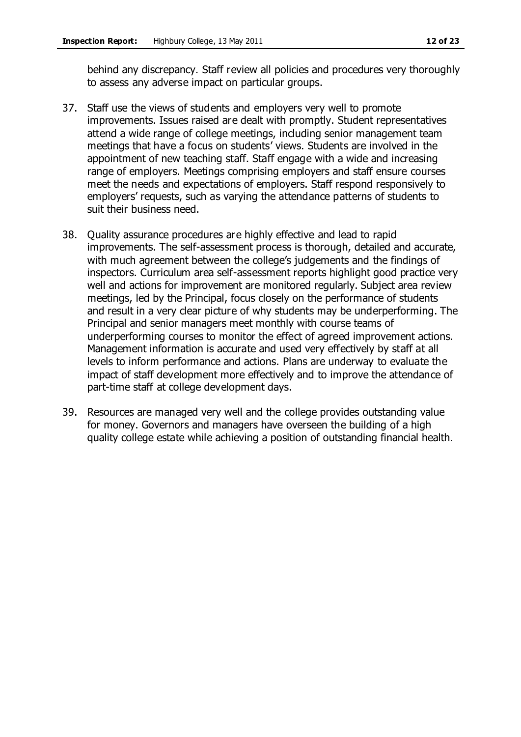behind any discrepancy. Staff review all policies and procedures very thoroughly to assess any adverse impact on particular groups.

37. Staff use the views of students and employers very well to promote improvements. Issues raised are dealt with promptly. Student representatives attend a wide range of college meetings, including senior management team meetings that have a focus on students' views. Students are involved in the appointment of new teaching staff. Staff engage with a wide and increasing range of employers. Meetings comprising employers and staff ensure courses meet the needs and expectations of employers. Staff respond responsively to employers' requests, such as varying the attendance patterns of students to suit their business need.

38. Quality assurance procedures are highly effective and lead to rapid improvements. The self-assessment process is thorough, detailed and accurate, with much agreement between the college's judgements and the findings of inspectors. Curriculum area self-assessment reports highlight good practice very well and actions for improvement are monitored regularly. Subject area review meetings, led by the Principal, focus closely on the performance of students and result in a very clear picture of why students may be underperforming. The Principal and senior managers meet monthly with course teams of underperforming courses to monitor the effect of agreed improvement actions. Management information is accurate and used very effectively by staff at all levels to inform performance and actions. Plans are underway to evaluate the impact of staff development more effectively and to improve the attendance of part-time staff at college development days.

39. Resources are managed very well and the college provides outstanding value for money. Governors and managers have overseen the building of a high quality college estate while achieving a position of outstanding financial health.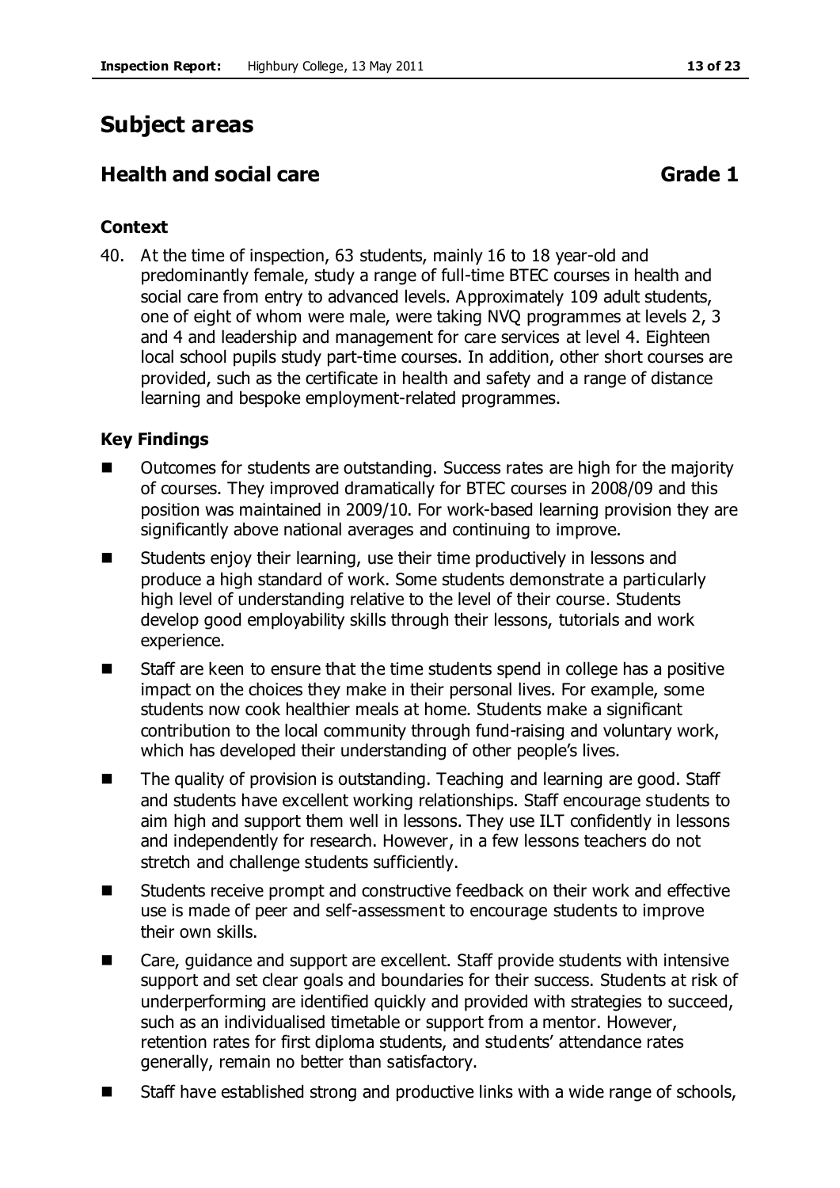# Subject areas

## Health and social care **Grade 1**

### Context

40. At the time of inspection, 63 students, mainly 16 to 18 year-old and predominantly female, study a range of full-time BTEC courses in health and social care from entry to advanced levels. Approximately 109 adult students, one of eight of whom were male, were taking NVQ programmes at levels 2, 3 and 4 and leadership and management for care services at level 4. Eighteen local school pupils study part-time courses. In addition, other short courses are provided, such as the certificate in health and safety and a range of distance learning and bespoke employment-related programmes.

### Key Findings

- Outcomes for students are outstanding. Success rates are high for the majority of courses. They improved dramatically for BTEC courses in 2008/09 and this position was maintained in 2009/10. For work-based learning provision they are significantly above national averages and continuing to improve.
- Students enjoy their learning, use their time productively in lessons and produce a high standard of work. Some students demonstrate a particularly high level of understanding relative to the level of their course. Students develop good employability skills through their lessons, tutorials and work experience.
- Staff are keen to ensure that the time students spend in college has a positive impact on the choices they make in their personal lives. For example, some students now cook healthier meals at home. Students make a significant contribution to the local community through fund-raising and voluntary work, which has developed their understanding of other people's lives.
- The quality of provision is outstanding. Teaching and learning are good. Staff and students have excellent working relationships. Staff encourage students to aim high and support them well in lessons. They use ILT confidently in lessons and independently for research. However, in a few lessons teachers do not stretch and challenge students sufficiently.
- Students receive prompt and constructive feedback on their work and effective use is made of peer and self-assessment to encourage students to improve their own skills.
- Care, guidance and support are excellent. Staff provide students with intensive support and set clear goals and boundaries for their success. Students at risk of underperforming are identified quickly and provided with strategies to succeed, such as an individualised timetable or support from a mentor. However, retention rates for first diploma students, and students' attendance rates generally, remain no better than satisfactory.
- Staff have established strong and productive links with a wide range of schools,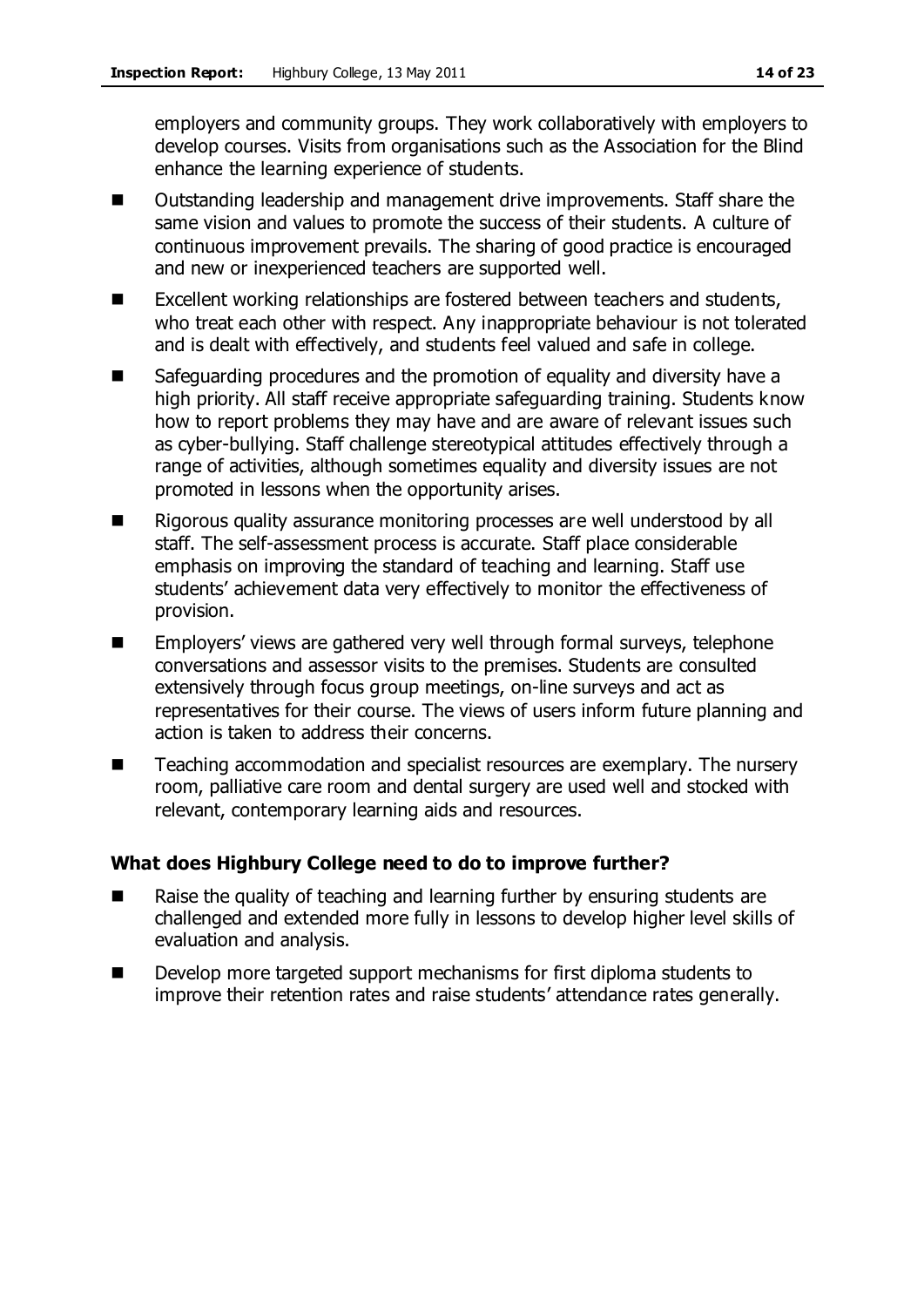employers and community groups. They work collaboratively with employers to develop courses. Visits from organisations such as the Association for the Blind enhance the learning experience of students.

- Outstanding leadership and management drive improvements. Staff share the same vision and values to promote the success of their students. A culture of continuous improvement prevails. The sharing of good practice is encouraged and new or inexperienced teachers are supported well.
- Excellent working relationships are fostered between teachers and students, who treat each other with respect. Any inappropriate behaviour is not tolerated and is dealt with effectively, and students feel valued and safe in college.
- Safeguarding procedures and the promotion of equality and diversity have a high priority. All staff receive appropriate safeguarding training. Students know how to report problems they may have and are aware of relevant issues such as cyber-bullying. Staff challenge stereotypical attitudes effectively through a range of activities, although sometimes equality and diversity issues are not promoted in lessons when the opportunity arises.
- Rigorous quality assurance monitoring processes are well understood by all staff. The self-assessment process is accurate. Staff place considerable emphasis on improving the standard of teaching and learning. Staff use students' achievement data very effectively to monitor the effectiveness of provision.
- Employers' views are gathered very well through formal surveys, telephone conversations and assessor visits to the premises. Students are consulted extensively through focus group meetings, on-line surveys and act as representatives for their course. The views of users inform future planning and action is taken to address their concerns.
- Teaching accommodation and specialist resources are exemplary. The nursery room, palliative care room and dental surgery are used well and stocked with relevant, contemporary learning aids and resources.

### What does Highbury College need to do to improve further?

- Raise the quality of teaching and learning further by ensuring students are challenged and extended more fully in lessons to develop higher level skills of evaluation and analysis.
- Develop more targeted support mechanisms for first diploma students to improve their retention rates and raise students' attendance rates generally.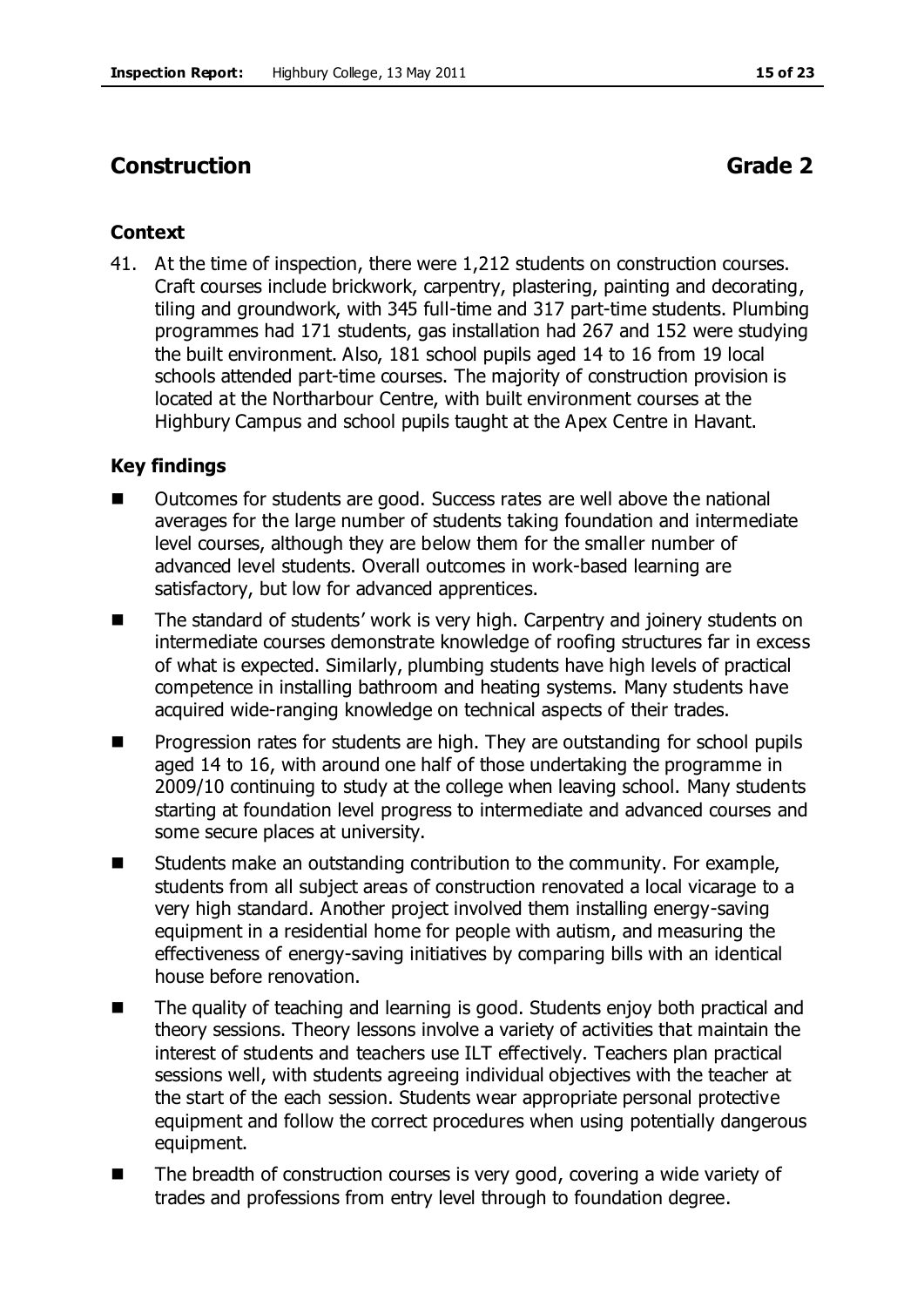## Construction Grade 2

### Context

41. At the time of inspection, there were 1,212 students on construction courses. Craft courses include brickwork, carpentry, plastering, painting and decorating, tiling and groundwork, with 345 full-time and 317 part-time students. Plumbing programmes had 171 students, gas installation had 267 and 152 were studying the built environment. Also, 181 school pupils aged 14 to 16 from 19 local schools attended part-time courses. The majority of construction provision is located at the Northarbour Centre, with built environment courses at the Highbury Campus and school pupils taught at the Apex Centre in Havant.

### Key findings

- Outcomes for students are good. Success rates are well above the national averages for the large number of students taking foundation and intermediate level courses, although they are below them for the smaller number of advanced level students. Overall outcomes in work-based learning are satisfactory, but low for advanced apprentices.
- The standard of students' work is very high. Carpentry and joinery students on intermediate courses demonstrate knowledge of roofing structures far in excess of what is expected. Similarly, plumbing students have high levels of practical competence in installing bathroom and heating systems. Many students have acquired wide-ranging knowledge on technical aspects of their trades.
- Progression rates for students are high. They are outstanding for school pupils aged 14 to 16, with around one half of those undertaking the programme in 2009/10 continuing to study at the college when leaving school. Many students starting at foundation level progress to intermediate and advanced courses and some secure places at university.
- Students make an outstanding contribution to the community. For example, students from all subject areas of construction renovated a local vicarage to a very high standard. Another project involved them installing energy-saving equipment in a residential home for people with autism, and measuring the effectiveness of energy-saving initiatives by comparing bills with an identical house before renovation.
- The quality of teaching and learning is good. Students enjoy both practical and theory sessions. Theory lessons involve a variety of activities that maintain the interest of students and teachers use ILT effectively. Teachers plan practical sessions well, with students agreeing individual objectives with the teacher at the start of the each session. Students wear appropriate personal protective equipment and follow the correct procedures when using potentially dangerous equipment.
- The breadth of construction courses is very good, covering a wide variety of trades and professions from entry level through to foundation degree.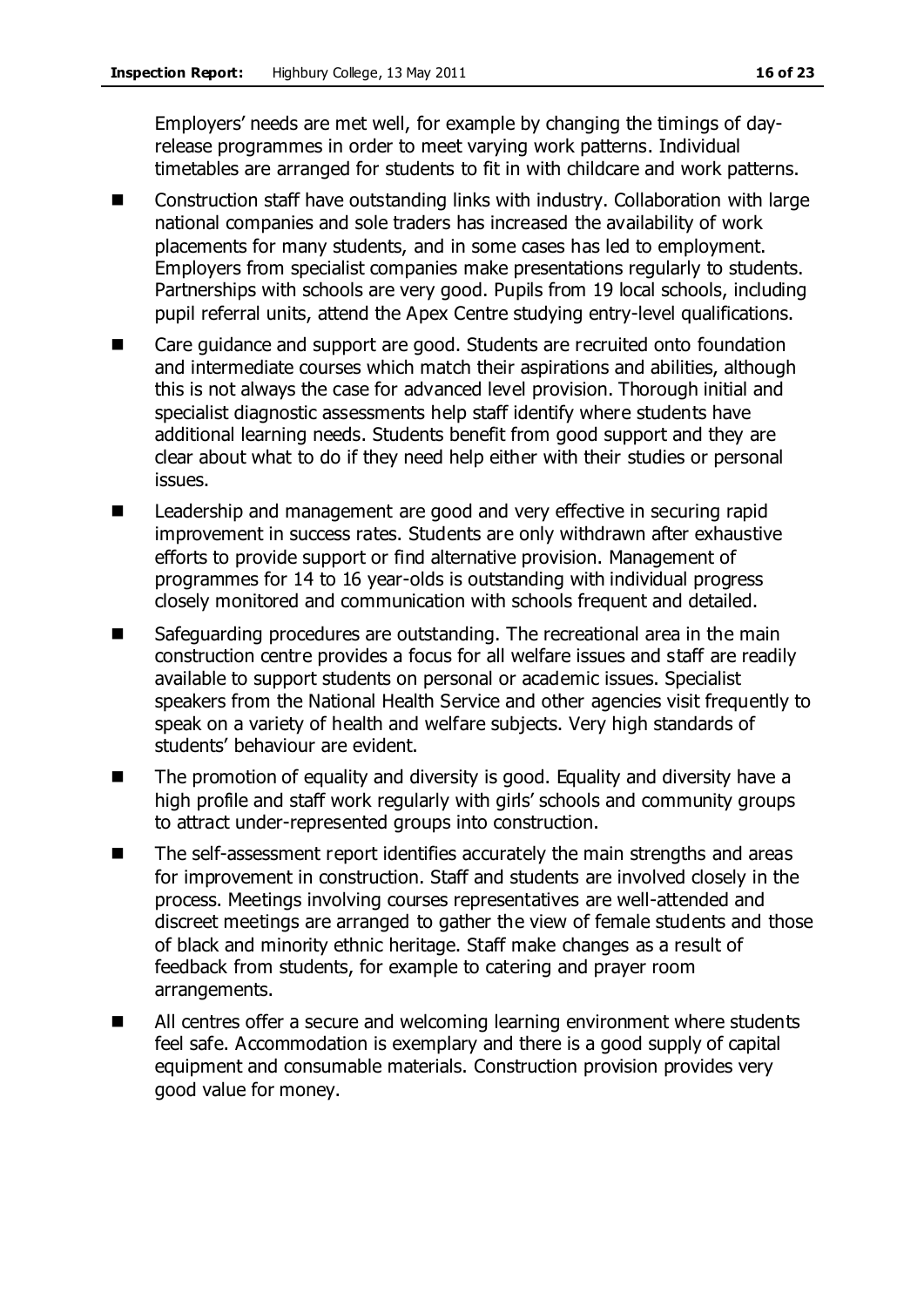Employers' needs are met well, for example by changing the timings of day-release programmes in order to meet varying work patterns. Individual timetables are arranged for students to fit in with childcare and work patterns.

- Construction staff have outstanding links with industry. Collaboration with large national companies and sole traders has increased the availability of work placements for many students, and in some cases has led to employment. Employers from specialist companies make presentations regularly to students. Partnerships with schools are very good. Pupils from 19 local schools, including pupil referral units, attend the Apex Centre studying entry-level qualifications.
- Care guidance and support are good. Students are recruited onto foundation and intermediate courses which match their aspirations and abilities, although this is not always the case for advanced level provision. Thorough initial and specialist diagnostic assessments help staff identify where students have additional learning needs. Students benefit from good support and they are clear about what to do if they need help either with their studies or personal issues.
- Leadership and management are good and very effective in securing rapid improvement in success rates. Students are only withdrawn after exhaustive efforts to provide support or find alternative provision. Management of programmes for 14 to 16 year-olds is outstanding with individual progress closely monitored and communication with schools frequent and detailed.
- Safeguarding procedures are outstanding. The recreational area in the main construction centre provides a focus for all welfare issues and staff are readily available to support students on personal or academic issues. Specialist speakers from the National Health Service and other agencies visit frequently to speak on a variety of health and welfare subjects. Very high standards of students' behaviour are evident.
- The promotion of equality and diversity is good. Equality and diversity have a high profile and staff work regularly with girls' schools and community groups to attract under-represented groups into construction.
- The self-assessment report identifies accurately the main strengths and areas for improvement in construction. Staff and students are involved closely in the process. Meetings involving courses representatives are well-attended and discreet meetings are arranged to gather the view of female students and those of black and minority ethnic heritage. Staff make changes as a result of feedback from students, for example to catering and prayer room arrangements.
- All centres offer a secure and welcoming learning environment where students feel safe. Accommodation is exemplary and there is a good supply of capital equipment and consumable materials. Construction provision provides very good value for money.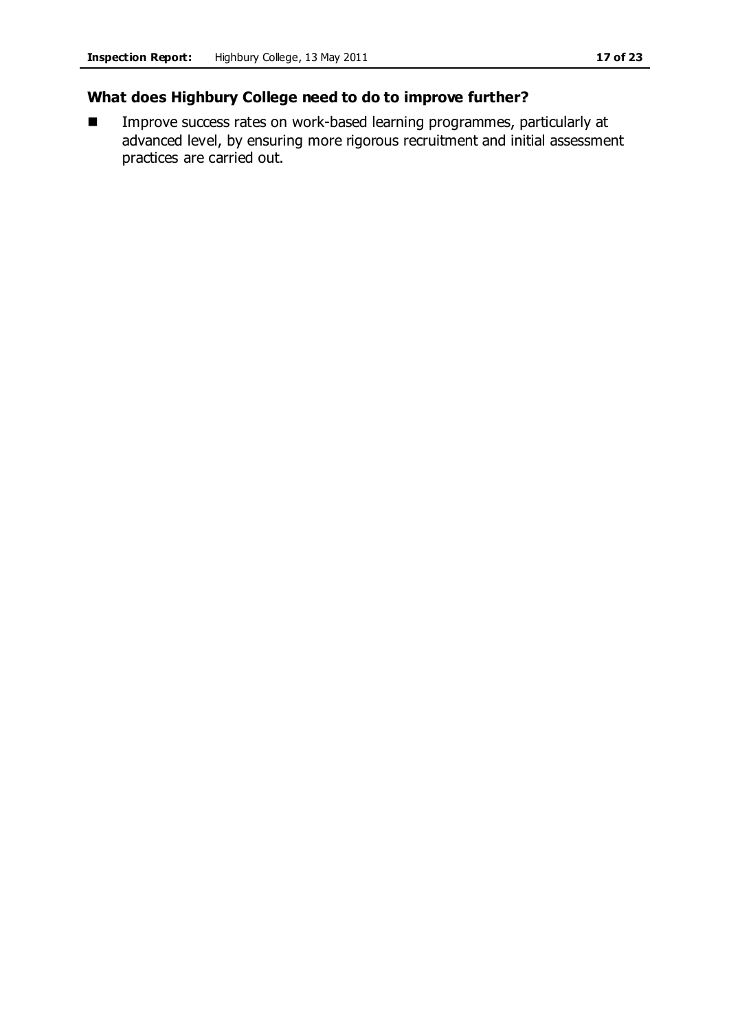### What does Highbury College need to do to improve further?

- Improve success rates on work-based learning programmes, particularly at advanced level, by ensuring more rigorous recruitment and initial assessment practices are carried out.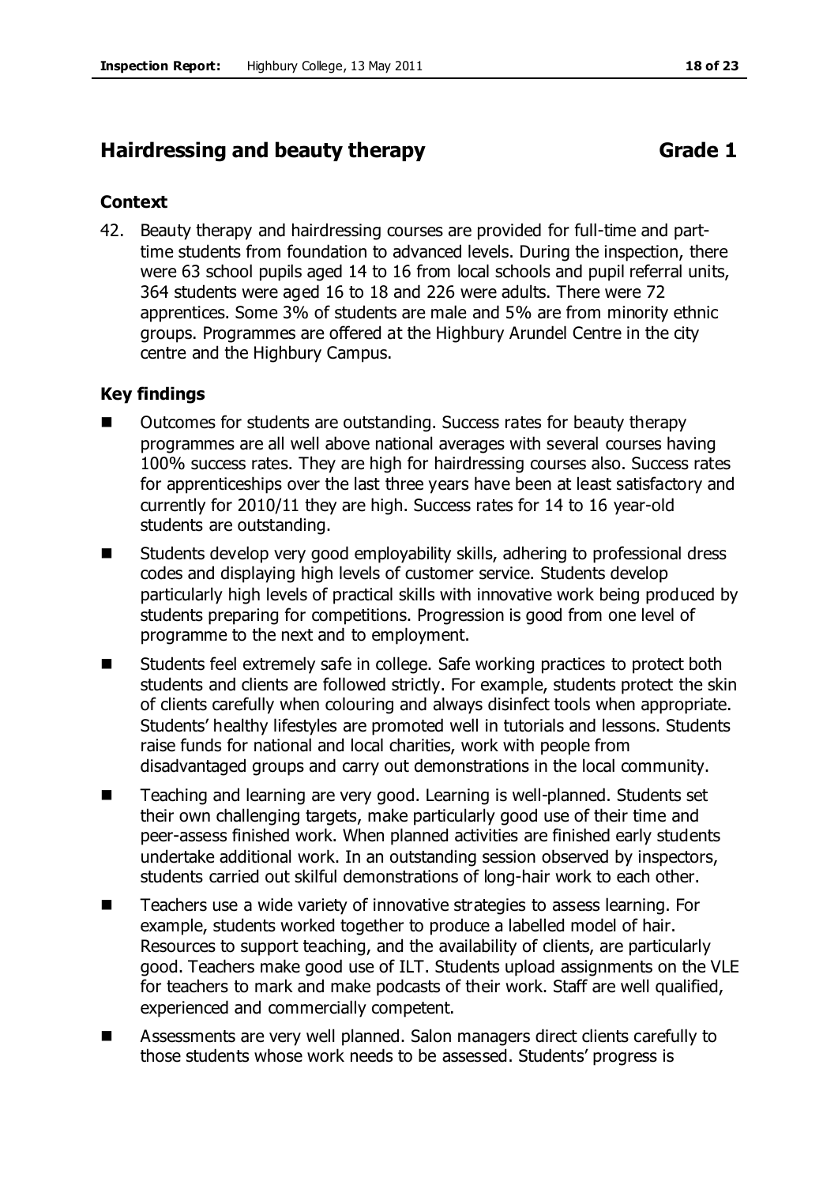## Hairdressing and beauty therapy — Grade 1

### Context

42. Beauty therapy and hairdressing courses are provided for full-time and part-time students from foundation to advanced levels. During the inspection, there were 63 school pupils aged 14 to 16 from local schools and pupil referral units, 364 students were aged 16 to 18 and 226 were adults. There were 72 apprentices. Some 3% of students are male and 5% are from minority ethnic groups. Programmes are offered at the Highbury Arundel Centre in the city centre and the Highbury Campus.

### Key findings

- Outcomes for students are outstanding. Success rates for beauty therapy programmes are all well above national averages with several courses having 100% success rates. They are high for hairdressing courses also. Success rates for apprenticeships over the last three years have been at least satisfactory and currently for 2010/11 they are high. Success rates for 14 to 16 year-old students are outstanding.
- Students develop very good employability skills, adhering to professional dress codes and displaying high levels of customer service. Students develop particularly high levels of practical skills with innovative work being produced by students preparing for competitions. Progression is good from one level of programme to the next and to employment.
- Students feel extremely safe in college. Safe working practices to protect both students and clients are followed strictly. For example, students protect the skin of clients carefully when colouring and always disinfect tools when appropriate. Students' healthy lifestyles are promoted well in tutorials and lessons. Students raise funds for national and local charities, work with people from disadvantaged groups and carry out demonstrations in the local community.
- Teaching and learning are very good. Learning is well-planned. Students set their own challenging targets, make particularly good use of their time and peer-assess finished work. When planned activities are finished early students undertake additional work. In an outstanding session observed by inspectors, students carried out skilful demonstrations of long-hair work to each other.
- Teachers use a wide variety of innovative strategies to assess learning. For example, students worked together to produce a labelled model of hair. Resources to support teaching, and the availability of clients, are particularly good. Teachers make good use of ILT. Students upload assignments on the VLE for teachers to mark and make podcasts of their work. Staff are well qualified, experienced and commercially competent.
- Assessments are very well planned. Salon managers direct clients carefully to those students whose work needs to be assessed. Students' progress is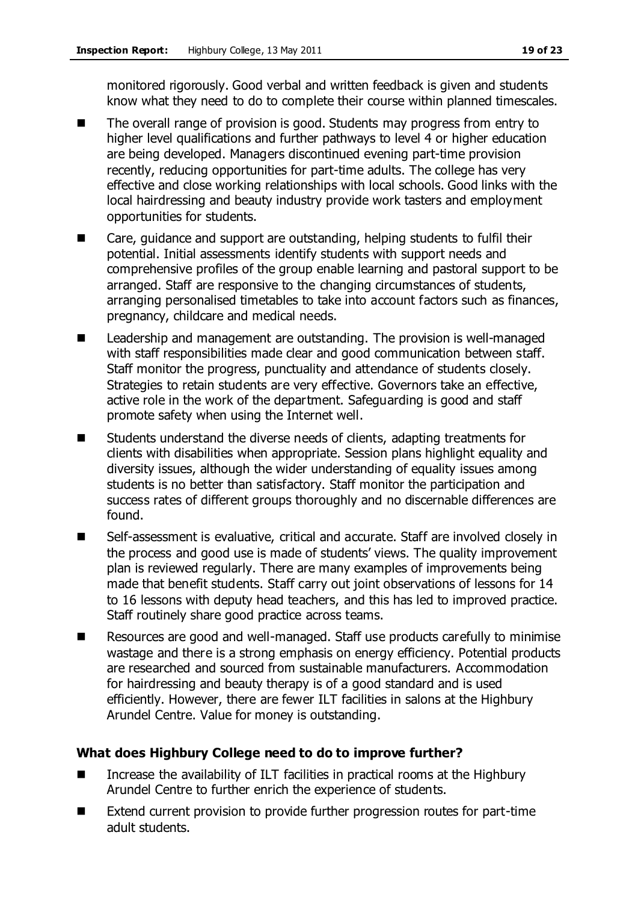monitored rigorously. Good verbal and written feedback is given and students know what they need to do to complete their course within planned timescales.

- The overall range of provision is good. Students may progress from entry to higher level qualifications and further pathways to level 4 or higher education are being developed. Managers discontinued evening part-time provision recently, reducing opportunities for part-time adults. The college has very effective and close working relationships with local schools. Good links with the local hairdressing and beauty industry provide work tasters and employment opportunities for students.
- Care, guidance and support are outstanding, helping students to fulfil their potential. Initial assessments identify students with support needs and comprehensive profiles of the group enable learning and pastoral support to be arranged. Staff are responsive to the changing circumstances of students, arranging personalised timetables to take into account factors such as finances, pregnancy, childcare and medical needs.
- Leadership and management are outstanding. The provision is well-managed with staff responsibilities made clear and good communication between staff. Staff monitor the progress, punctuality and attendance of students closely. Strategies to retain students are very effective. Governors take an effective, active role in the work of the department. Safeguarding is good and staff promote safety when using the Internet well.
- Students understand the diverse needs of clients, adapting treatments for clients with disabilities when appropriate. Session plans highlight equality and diversity issues, although the wider understanding of equality issues among students is no better than satisfactory. Staff monitor the participation and success rates of different groups thoroughly and no discernable differences are found.
- Self-assessment is evaluative, critical and accurate. Staff are involved closely in the process and good use is made of students' views. The quality improvement plan is reviewed regularly. There are many examples of improvements being made that benefit students. Staff carry out joint observations of lessons for 14 to 16 lessons with deputy head teachers, and this has led to improved practice. Staff routinely share good practice across teams.
- Resources are good and well-managed. Staff use products carefully to minimise wastage and there is a strong emphasis on energy efficiency. Potential products are researched and sourced from sustainable manufacturers. Accommodation for hairdressing and beauty therapy is of a good standard and is used efficiently. However, there are fewer ILT facilities in salons at the Highbury Arundel Centre. Value for money is outstanding.

### What does Highbury College need to do to improve further?

- Increase the availability of ILT facilities in practical rooms at the Highbury Arundel Centre to further enrich the experience of students.
- Extend current provision to provide further progression routes for part-time adult students.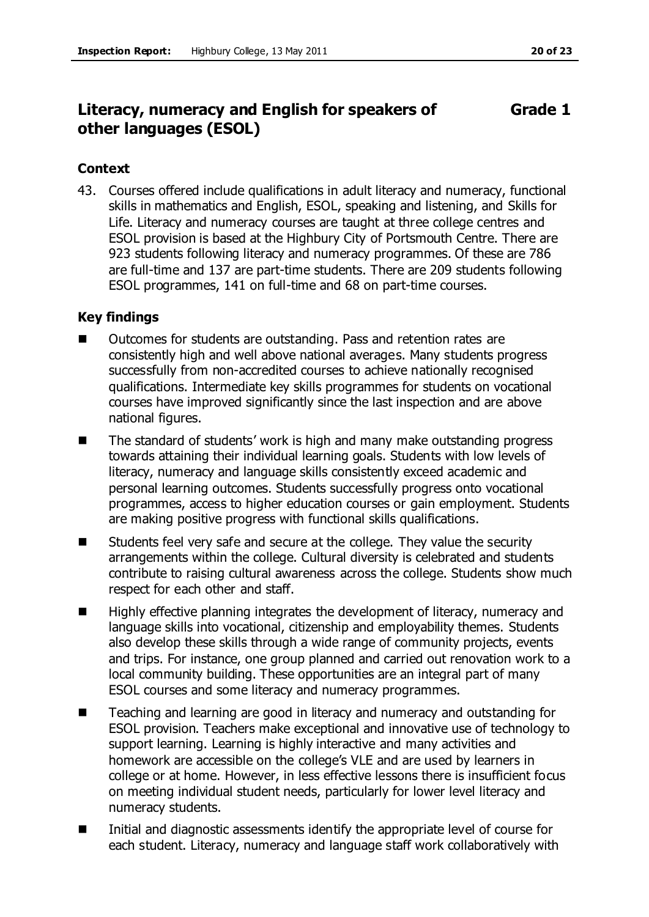## Literacy, numeracy and English for speakers of other languages (ESOL) — Grade 1

### Context

43. Courses offered include qualifications in adult literacy and numeracy, functional skills in mathematics and English, ESOL, speaking and listening, and Skills for Life. Literacy and numeracy courses are taught at three college centres and ESOL provision is based at the Highbury City of Portsmouth Centre. There are 923 students following literacy and numeracy programmes. Of these are 786 are full-time and 137 are part-time students. There are 209 students following ESOL programmes, 141 on full-time and 68 on part-time courses.

### Key findings

- Outcomes for students are outstanding. Pass and retention rates are consistently high and well above national averages. Many students progress successfully from non-accredited courses to achieve nationally recognised qualifications. Intermediate key skills programmes for students on vocational courses have improved significantly since the last inspection and are above national figures.
- The standard of students' work is high and many make outstanding progress towards attaining their individual learning goals. Students with low levels of literacy, numeracy and language skills consistently exceed academic and personal learning outcomes. Students successfully progress onto vocational programmes, access to higher education courses or gain employment. Students are making positive progress with functional skills qualifications.
- Students feel very safe and secure at the college. They value the security arrangements within the college. Cultural diversity is celebrated and students contribute to raising cultural awareness across the college. Students show much respect for each other and staff.
- Highly effective planning integrates the development of literacy, numeracy and language skills into vocational, citizenship and employability themes. Students also develop these skills through a wide range of community projects, events and trips. For instance, one group planned and carried out renovation work to a local community building. These opportunities are an integral part of many ESOL courses and some literacy and numeracy programmes.
- Teaching and learning are good in literacy and numeracy and outstanding for ESOL provision. Teachers make exceptional and innovative use of technology to support learning. Learning is highly interactive and many activities and homework are accessible on the college's VLE and are used by learners in college or at home. However, in less effective lessons there is insufficient focus on meeting individual student needs, particularly for lower level literacy and numeracy students.
- Initial and diagnostic assessments identify the appropriate level of course for each student. Literacy, numeracy and language staff work collaboratively with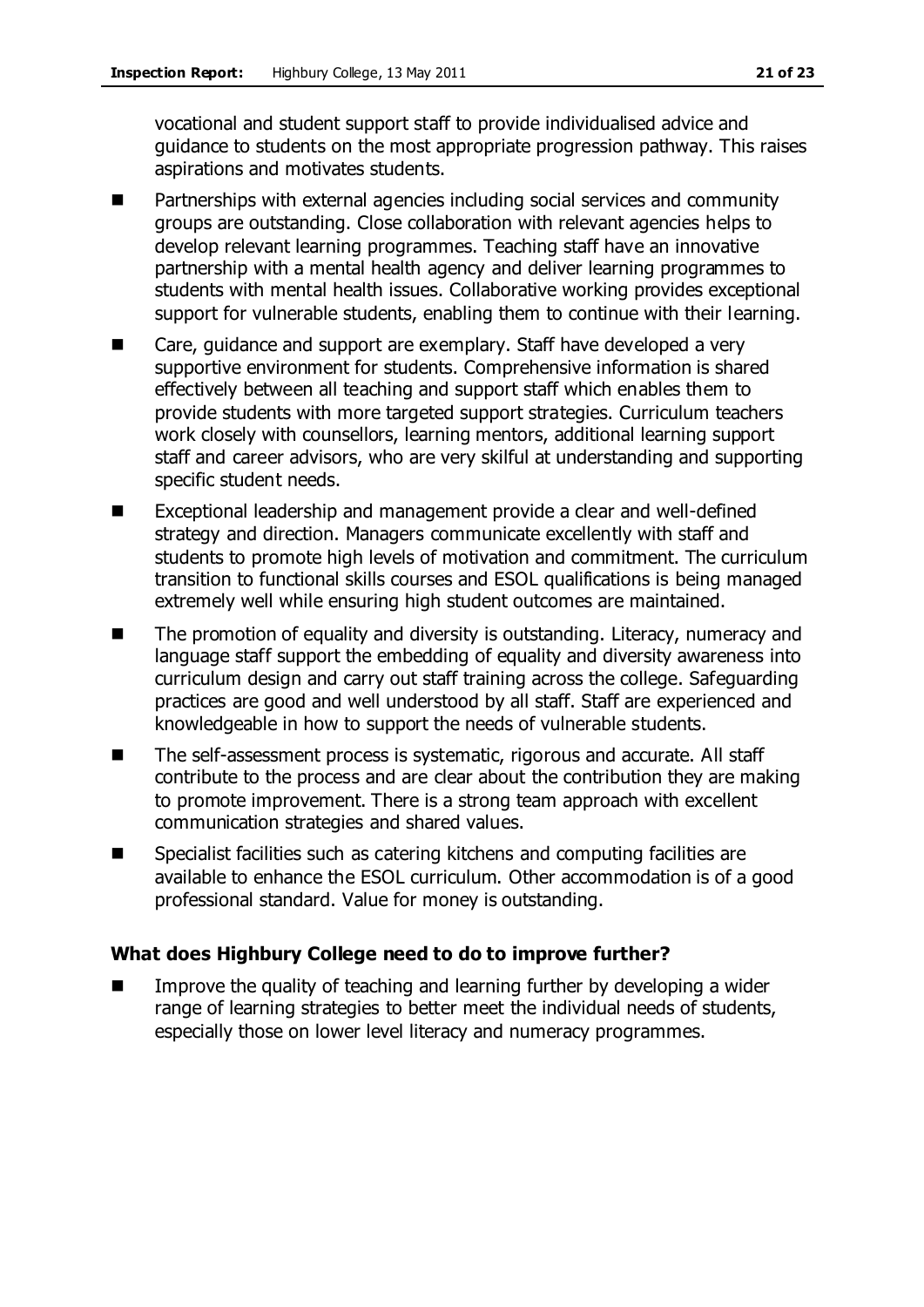vocational and student support staff to provide individualised advice and guidance to students on the most appropriate progression pathway. This raises aspirations and motivates students.

- Partnerships with external agencies including social services and community groups are outstanding. Close collaboration with relevant agencies helps to develop relevant learning programmes. Teaching staff have an innovative partnership with a mental health agency and deliver learning programmes to students with mental health issues. Collaborative working provides exceptional support for vulnerable students, enabling them to continue with their learning.
- Care, guidance and support are exemplary. Staff have developed a very supportive environment for students. Comprehensive information is shared effectively between all teaching and support staff which enables them to provide students with more targeted support strategies. Curriculum teachers work closely with counsellors, learning mentors, additional learning support staff and career advisors, who are very skilful at understanding and supporting specific student needs.
- Exceptional leadership and management provide a clear and well-defined strategy and direction. Managers communicate excellently with staff and students to promote high levels of motivation and commitment. The curriculum transition to functional skills courses and ESOL qualifications is being managed extremely well while ensuring high student outcomes are maintained.
- The promotion of equality and diversity is outstanding. Literacy, numeracy and language staff support the embedding of equality and diversity awareness into curriculum design and carry out staff training across the college. Safeguarding practices are good and well understood by all staff. Staff are experienced and knowledgeable in how to support the needs of vulnerable students.
- The self-assessment process is systematic, rigorous and accurate. All staff contribute to the process and are clear about the contribution they are making to promote improvement. There is a strong team approach with excellent communication strategies and shared values.
- Specialist facilities such as catering kitchens and computing facilities are available to enhance the ESOL curriculum. Other accommodation is of a good professional standard. Value for money is outstanding.

### What does Highbury College need to do to improve further?

- Improve the quality of teaching and learning further by developing a wider range of learning strategies to better meet the individual needs of students, especially those on lower level literacy and numeracy programmes.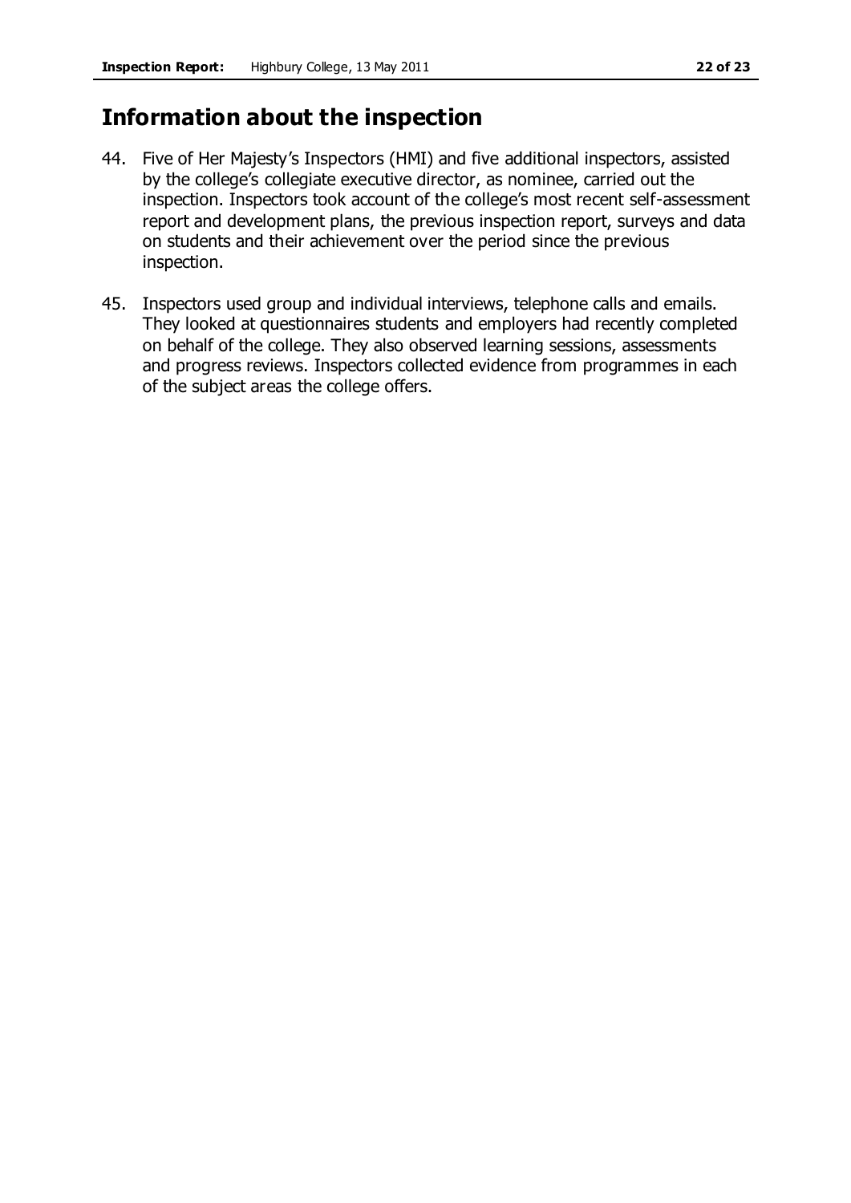## Information about the inspection

44. Five of Her Majesty's Inspectors (HMI) and five additional inspectors, assisted by the college's collegiate executive director, as nominee, carried out the inspection. Inspectors took account of the college's most recent self-assessment report and development plans, the previous inspection report, surveys and data on students and their achievement over the period since the previous inspection.

45. Inspectors used group and individual interviews, telephone calls and emails. They looked at questionnaires students and employers had recently completed on behalf of the college. They also observed learning sessions, assessments and progress reviews. Inspectors collected evidence from programmes in each of the subject areas the college offers.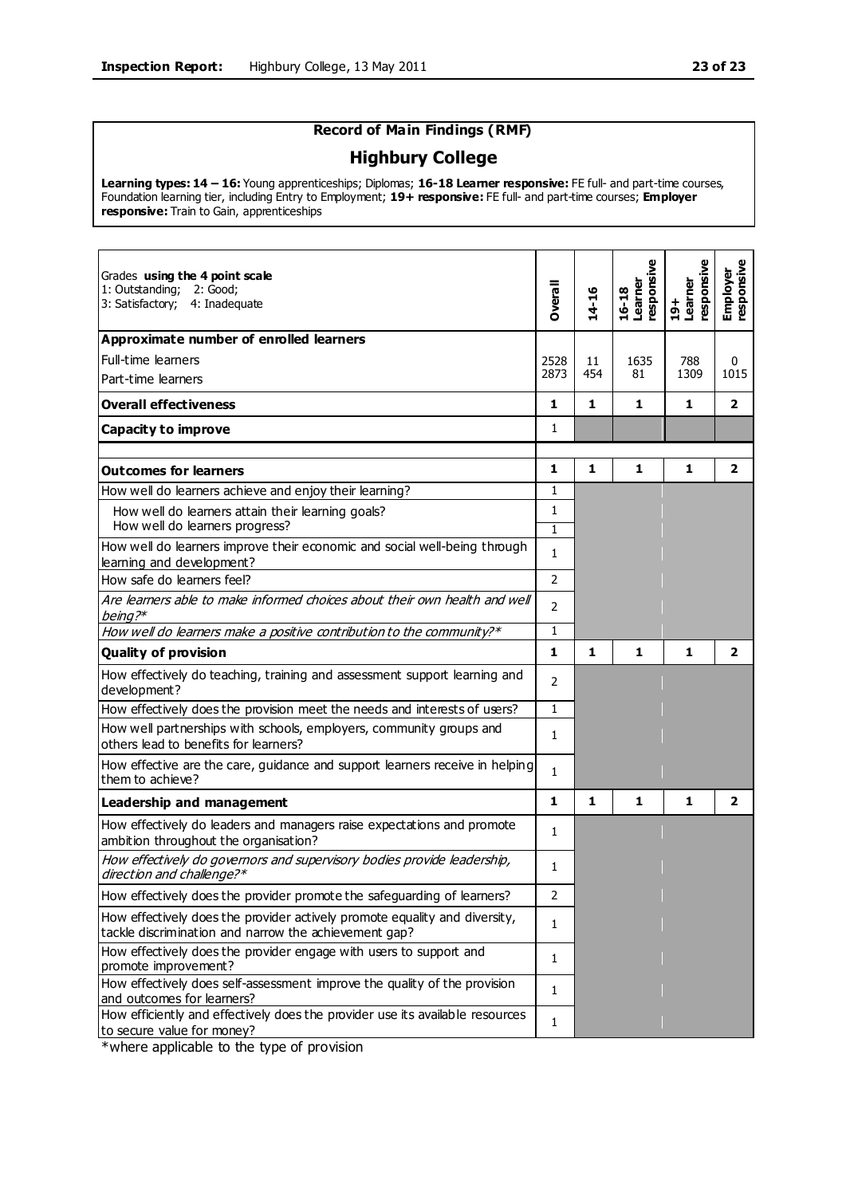## Record of Main Findings (RMF)

# Highbury College

**Learning types: 14 – 16:** Young apprenticeships; Diplomas; **16-18 Learner responsive:** FE full- and part-time courses, Foundation learning tier, including Entry to Employment; **19+ responsive:** FE full- and part-time courses; **Employer responsive:** Train to Gain, apprenticeships

| Grades **using the 4 point scale**<br>1: Outstanding; 2: Good;<br>3: Satisfactory; 4: Inadequate | **Overall** | **14-16** | **16-18 Learner responsive** | **19+ Learner responsive** | **Employer responsive** |
|---|---|---|---|---|---|
| **Approximate number of enrolled learners** | | | | | |
| Full-time learners | 2528 | 11 | 1635 | 788 | 0 |
| Part-time learners | 2873 | 454 | 81 | 1309 | 1015 |
| **Overall effectiveness** | **1** | **1** | **1** | **1** | **2** |
| **Capacity to improve** | 1 | | | | |
| **Outcomes for learners** | **1** | **1** | **1** | **1** | **2** |
| How well do learners achieve and enjoy their learning? | 1 | | | | |
| How well do learners attain their learning goals? | 1 | | | | |
| How well do learners progress? | 1 | | | | |
| How well do learners improve their economic and social well-being through learning and development? | 1 | | | | |
| How safe do learners feel? | 2 | | | | |
| *Are learners able to make informed choices about their own health and well being?** | 2 | | | | |
| *How well do learners make a positive contribution to the community?** | 1 | | | | |
| **Quality of provision** | **1** | **1** | **1** | **1** | **2** |
| How effectively do teaching, training and assessment support learning and development? | 2 | | | | |
| How effectively does the provision meet the needs and interests of users? | 1 | | | | |
| How well partnerships with schools, employers, community groups and others lead to benefits for learners? | 1 | | | | |
| How effective are the care, guidance and support learners receive in helping them to achieve? | 1 | | | | |
| **Leadership and management** | **1** | **1** | **1** | **1** | **2** |
| How effectively do leaders and managers raise expectations and promote ambition throughout the organisation? | 1 | | | | |
| *How effectively do governors and supervisory bodies provide leadership, direction and challenge?** | 1 | | | | |
| How effectively does the provider promote the safeguarding of learners? | 2 | | | | |
| How effectively does the provider actively promote equality and diversity, tackle discrimination and narrow the achievement gap? | 1 | | | | |
| How effectively does the provider engage with users to support and promote improvement? | 1 | | | | |
| How effectively does self-assessment improve the quality of the provision and outcomes for learners? | 1 | | | | |
| How efficiently and effectively does the provider use its available resources to secure value for money? | 1 | | | | |

*where applicable to the type of provision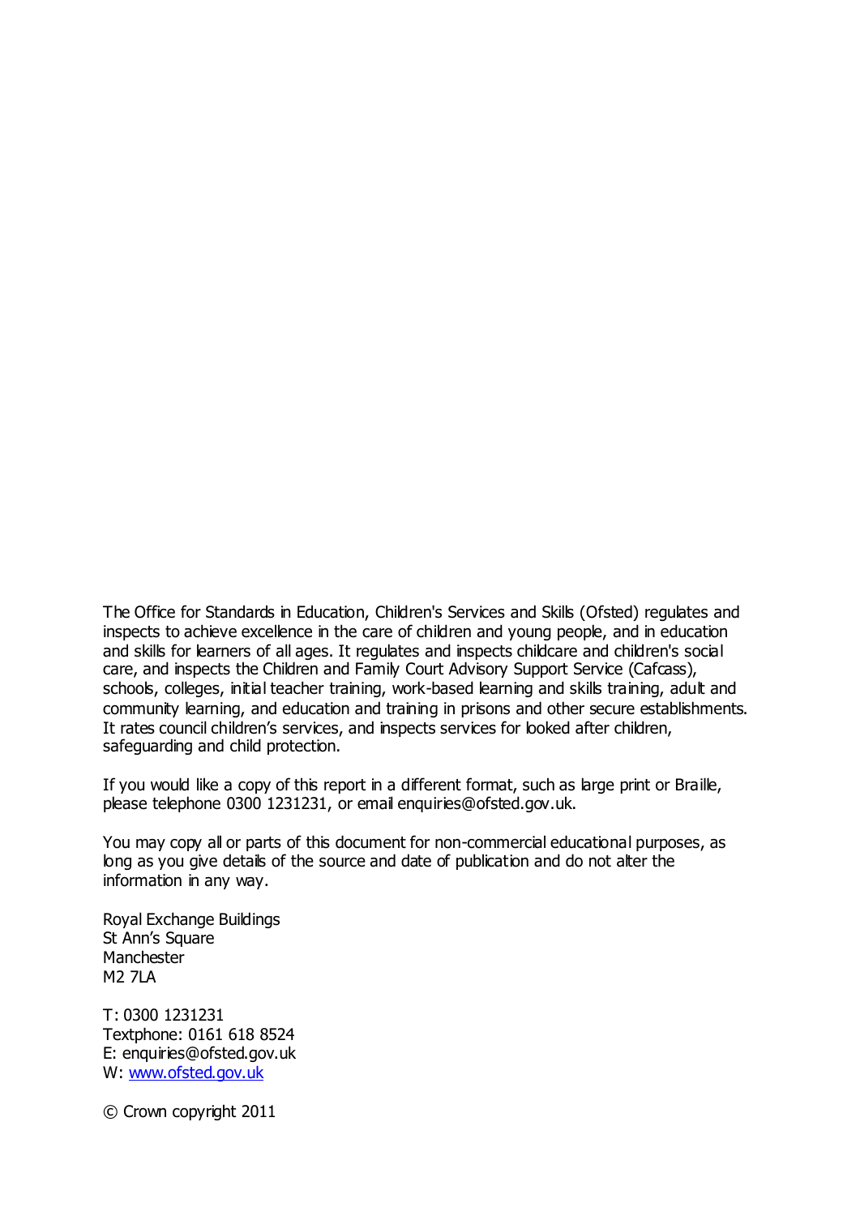The Office for Standards in Education, Children's Services and Skills (Ofsted) regulates and inspects to achieve excellence in the care of children and young people, and in education and skills for learners of all ages. It regulates and inspects childcare and children's social care, and inspects the Children and Family Court Advisory Support Service (Cafcass), schools, colleges, initial teacher training, work-based learning and skills training, adult and community learning, and education and training in prisons and other secure establishments. It rates council children's services, and inspects services for looked after children, safeguarding and child protection.

If you would like a copy of this report in a different format, such as large print or Braille, please telephone 0300 1231231, or email enquiries@ofsted.gov.uk.

You may copy all or parts of this document for non-commercial educational purposes, as long as you give details of the source and date of publication and do not alter the information in any way.

Royal Exchange Buildings
St Ann's Square
Manchester
M2 7LA

T: 0300 1231231
Textphone: 0161 618 8524
E: enquiries@ofsted.gov.uk
W: [www.ofsted.gov.uk](www.ofsted.gov.uk)

© Crown copyright 2011